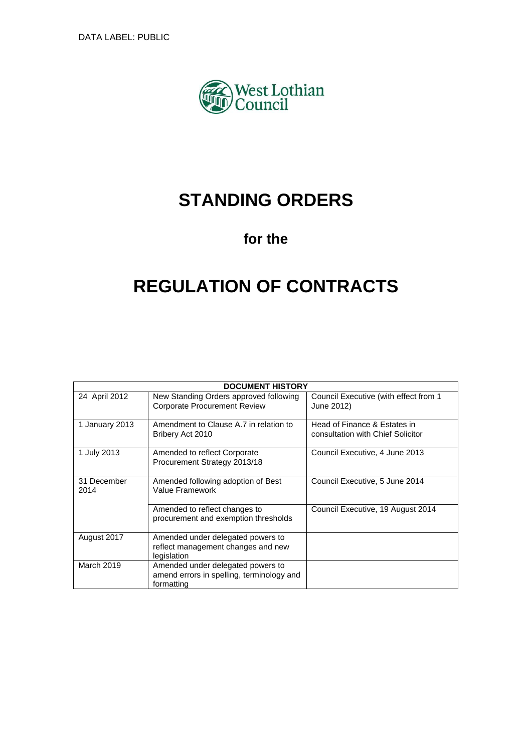DATA LABEL: PUBLIC

West Lothian Council

# STANDING ORDERS

## for the

# REGULATION OF CONTRACTS

| DOCUMENT HISTORY | | |
|---|---|---|
| 24 April 2012 | New Standing Orders approved following Corporate Procurement Review | Council Executive (with effect from 1 June 2012) |
| 1 January 2013 | Amendment to Clause A.7 in relation to Bribery Act 2010 | Head of Finance & Estates in consultation with Chief Solicitor |
| 1 July 2013 | Amended to reflect Corporate Procurement Strategy 2013/18 | Council Executive, 4 June 2013 |
| 31 December 2014 | Amended following adoption of Best Value Framework | Council Executive, 5 June 2014 |
| | Amended to reflect changes to procurement and exemption thresholds | Council Executive, 19 August 2014 |
| August 2017 | Amended under delegated powers to reflect management changes and new legislation | |
| March 2019 | Amended under delegated powers to amend errors in spelling, terminology and formatting | |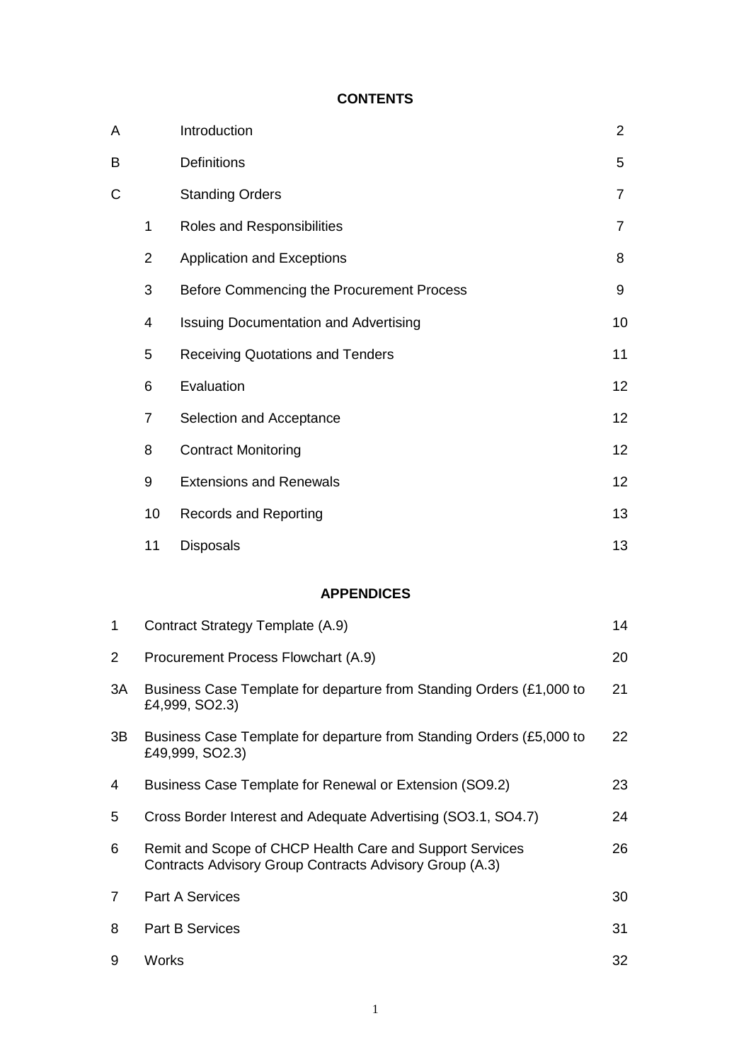## CONTENTS

| | | | |
|---|---|---|---|
| A | | Introduction | 2 |
| B | | Definitions | 5 |
| C | | Standing Orders | 7 |
| | 1 | Roles and Responsibilities | 7 |
| | 2 | Application and Exceptions | 8 |
| | 3 | Before Commencing the Procurement Process | 9 |
| | 4 | Issuing Documentation and Advertising | 10 |
| | 5 | Receiving Quotations and Tenders | 11 |
| | 6 | Evaluation | 12 |
| | 7 | Selection and Acceptance | 12 |
| | 8 | Contract Monitoring | 12 |
| | 9 | Extensions and Renewals | 12 |
| | 10 | Records and Reporting | 13 |
| | 11 | Disposals | 13 |

## APPENDICES

| | | |
|---|---|---|
| 1 | Contract Strategy Template (A.9) | 14 |
| 2 | Procurement Process Flowchart (A.9) | 20 |
| 3A | Business Case Template for departure from Standing Orders (£1,000 to £4,999, SO2.3) | 21 |
| 3B | Business Case Template for departure from Standing Orders (£5,000 to £49,999, SO2.3) | 22 |
| 4 | Business Case Template for Renewal or Extension (SO9.2) | 23 |
| 5 | Cross Border Interest and Adequate Advertising (SO3.1, SO4.7) | 24 |
| 6 | Remit and Scope of CHCP Health Care and Support Services Contracts Advisory Group Contracts Advisory Group (A.3) | 26 |
| 7 | Part A Services | 30 |
| 8 | Part B Services | 31 |
| 9 | Works | 32 |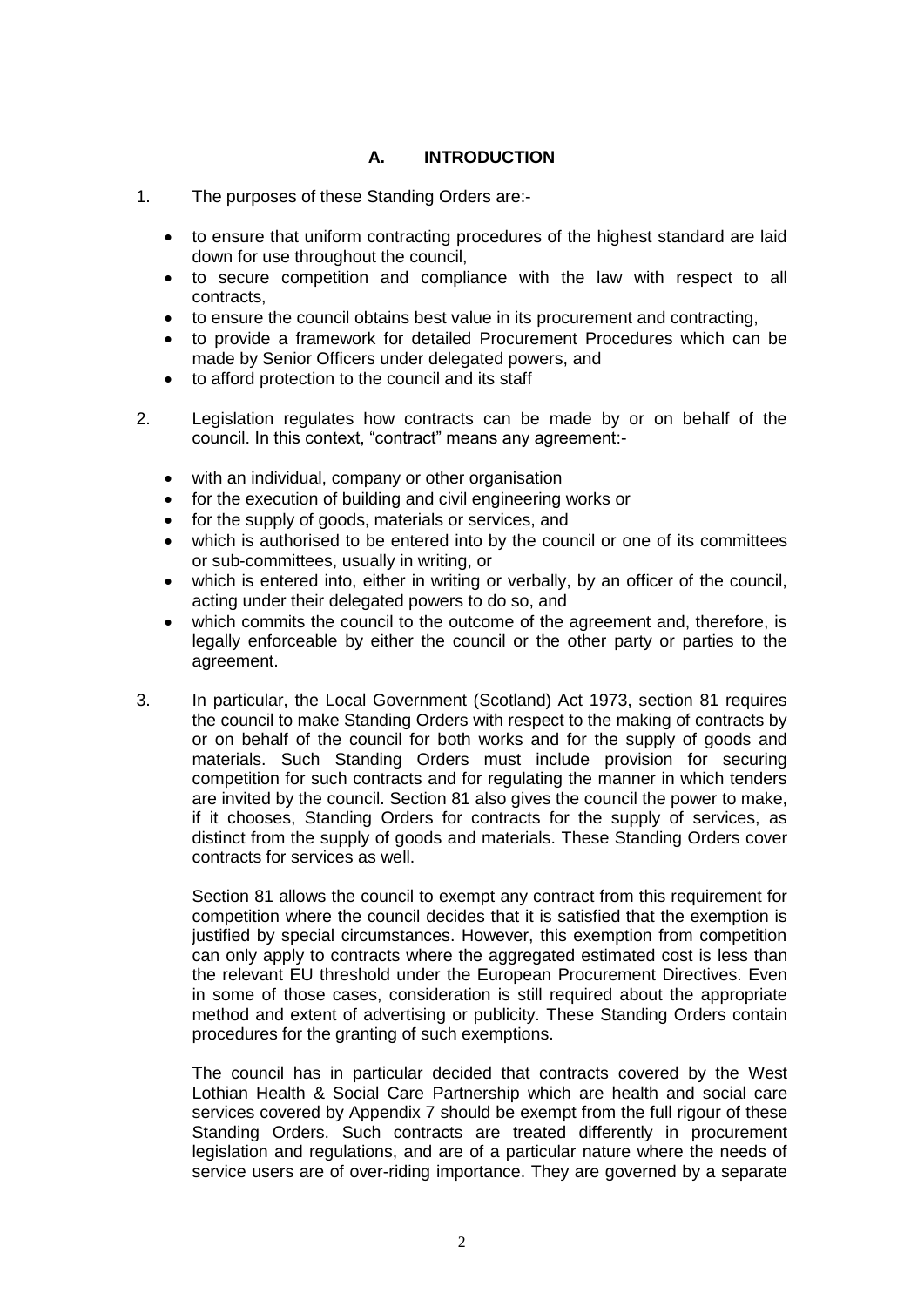## A. INTRODUCTION

1. The purposes of these Standing Orders are:-

   - to ensure that uniform contracting procedures of the highest standard are laid down for use throughout the council,
   - to secure competition and compliance with the law with respect to all contracts,
   - to ensure the council obtains best value in its procurement and contracting,
   - to provide a framework for detailed Procurement Procedures which can be made by Senior Officers under delegated powers, and
   - to afford protection to the council and its staff

2. Legislation regulates how contracts can be made by or on behalf of the council. In this context, "contract" means any agreement:-

   - with an individual, company or other organisation
   - for the execution of building and civil engineering works or
   - for the supply of goods, materials or services, and
   - which is authorised to be entered into by the council or one of its committees or sub-committees, usually in writing, or
   - which is entered into, either in writing or verbally, by an officer of the council, acting under their delegated powers to do so, and
   - which commits the council to the outcome of the agreement and, therefore, is legally enforceable by either the council or the other party or parties to the agreement.

3. In particular, the Local Government (Scotland) Act 1973, section 81 requires the council to make Standing Orders with respect to the making of contracts by or on behalf of the council for both works and for the supply of goods and materials. Such Standing Orders must include provision for securing competition for such contracts and for regulating the manner in which tenders are invited by the council. Section 81 also gives the council the power to make, if it chooses, Standing Orders for contracts for the supply of services, as distinct from the supply of goods and materials. These Standing Orders cover contracts for services as well.

   Section 81 allows the council to exempt any contract from this requirement for competition where the council decides that it is satisfied that the exemption is justified by special circumstances. However, this exemption from competition can only apply to contracts where the aggregated estimated cost is less than the relevant EU threshold under the European Procurement Directives. Even in some of those cases, consideration is still required about the appropriate method and extent of advertising or publicity. These Standing Orders contain procedures for the granting of such exemptions.

   The council has in particular decided that contracts covered by the West Lothian Health & Social Care Partnership which are health and social care services covered by Appendix 7 should be exempt from the full rigour of these Standing Orders. Such contracts are treated differently in procurement legislation and regulations, and are of a particular nature where the needs of service users are of over-riding importance. They are governed by a separate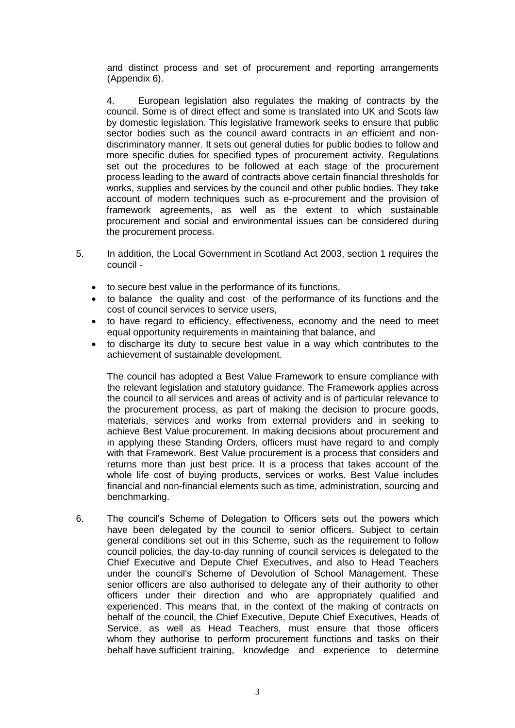and distinct process and set of procurement and reporting arrangements (Appendix 6).

4. European legislation also regulates the making of contracts by the council. Some is of direct effect and some is translated into UK and Scots law by domestic legislation. This legislative framework seeks to ensure that public sector bodies such as the council award contracts in an efficient and non-discriminatory manner. It sets out general duties for public bodies to follow and more specific duties for specified types of procurement activity. Regulations set out the procedures to be followed at each stage of the procurement process leading to the award of contracts above certain financial thresholds for works, supplies and services by the council and other public bodies. They take account of modern techniques such as e-procurement and the provision of framework agreements, as well as the extent to which sustainable procurement and social and environmental issues can be considered during the procurement process.

5. In addition, the Local Government in Scotland Act 2003, section 1 requires the council -

- to secure best value in the performance of its functions,
- to balance the quality and cost of the performance of its functions and the cost of council services to service users,
- to have regard to efficiency, effectiveness, economy and the need to meet equal opportunity requirements in maintaining that balance, and
- to discharge its duty to secure best value in a way which contributes to the achievement of sustainable development.

The council has adopted a Best Value Framework to ensure compliance with the relevant legislation and statutory guidance. The Framework applies across the council to all services and areas of activity and is of particular relevance to the procurement process, as part of making the decision to procure goods, materials, services and works from external providers and in seeking to achieve Best Value procurement. In making decisions about procurement and in applying these Standing Orders, officers must have regard to and comply with that Framework. Best Value procurement is a process that considers and returns more than just best price. It is a process that takes account of the whole life cost of buying products, services or works. Best Value includes financial and non-financial elements such as time, administration, sourcing and benchmarking.

6. The council's Scheme of Delegation to Officers sets out the powers which have been delegated by the council to senior officers. Subject to certain general conditions set out in this Scheme, such as the requirement to follow council policies, the day-to-day running of council services is delegated to the Chief Executive and Depute Chief Executives, and also to Head Teachers under the council's Scheme of Devolution of School Management. These senior officers are also authorised to delegate any of their authority to other officers under their direction and who are appropriately qualified and experienced. This means that, in the context of the making of contracts on behalf of the council, the Chief Executive, Depute Chief Executives, Heads of Service, as well as Head Teachers, must ensure that those officers whom they authorise to perform procurement functions and tasks on their behalf have sufficient training, knowledge and experience to determine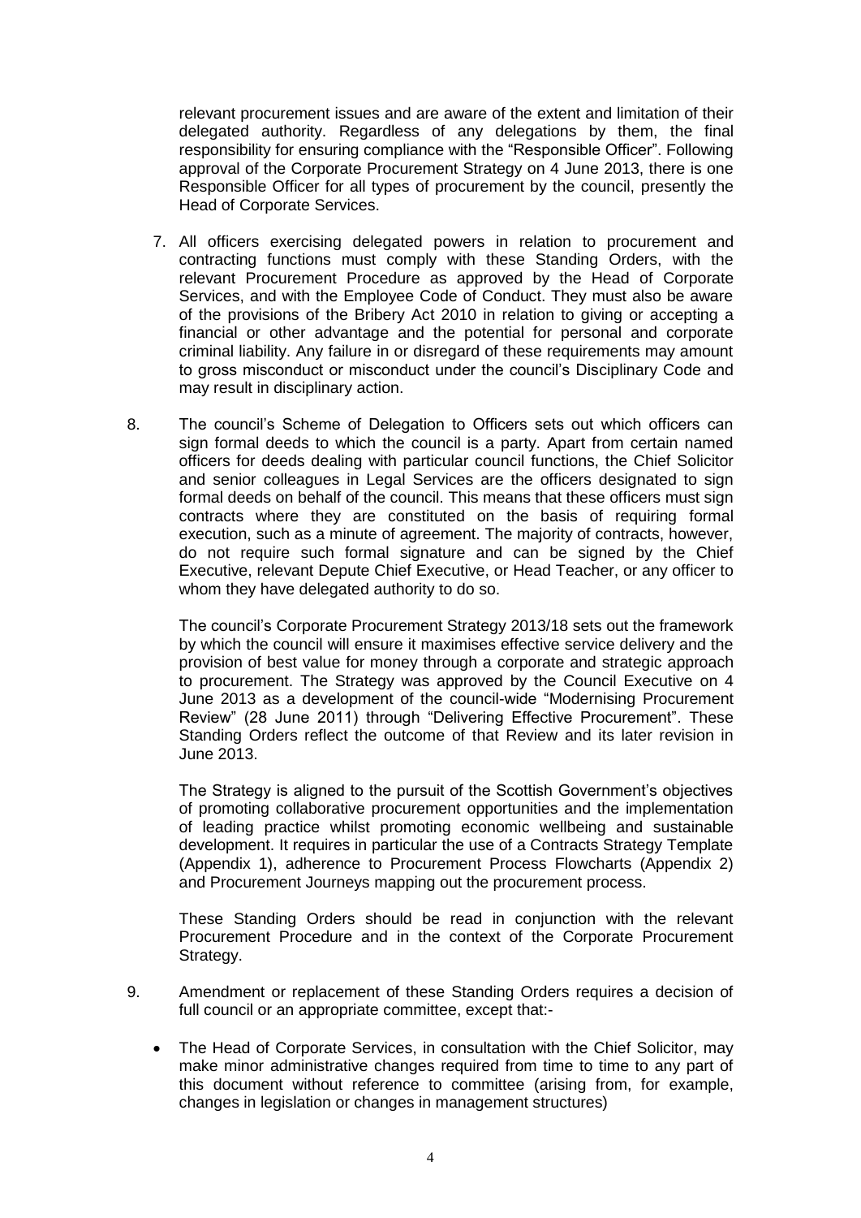relevant procurement issues and are aware of the extent and limitation of their delegated authority. Regardless of any delegations by them, the final responsibility for ensuring compliance with the "Responsible Officer". Following approval of the Corporate Procurement Strategy on 4 June 2013, there is one Responsible Officer for all types of procurement by the council, presently the Head of Corporate Services.

7. All officers exercising delegated powers in relation to procurement and contracting functions must comply with these Standing Orders, with the relevant Procurement Procedure as approved by the Head of Corporate Services, and with the Employee Code of Conduct. They must also be aware of the provisions of the Bribery Act 2010 in relation to giving or accepting a financial or other advantage and the potential for personal and corporate criminal liability. Any failure in or disregard of these requirements may amount to gross misconduct or misconduct under the council's Disciplinary Code and may result in disciplinary action.

8. The council's Scheme of Delegation to Officers sets out which officers can sign formal deeds to which the council is a party. Apart from certain named officers for deeds dealing with particular council functions, the Chief Solicitor and senior colleagues in Legal Services are the officers designated to sign formal deeds on behalf of the council. This means that these officers must sign contracts where they are constituted on the basis of requiring formal execution, such as a minute of agreement. The majority of contracts, however, do not require such formal signature and can be signed by the Chief Executive, relevant Depute Chief Executive, or Head Teacher, or any officer to whom they have delegated authority to do so.

   The council's Corporate Procurement Strategy 2013/18 sets out the framework by which the council will ensure it maximises effective service delivery and the provision of best value for money through a corporate and strategic approach to procurement. The Strategy was approved by the Council Executive on 4 June 2013 as a development of the council-wide "Modernising Procurement Review" (28 June 2011) through "Delivering Effective Procurement". These Standing Orders reflect the outcome of that Review and its later revision in June 2013.

   The Strategy is aligned to the pursuit of the Scottish Government's objectives of promoting collaborative procurement opportunities and the implementation of leading practice whilst promoting economic wellbeing and sustainable development. It requires in particular the use of a Contracts Strategy Template (Appendix 1), adherence to Procurement Process Flowcharts (Appendix 2) and Procurement Journeys mapping out the procurement process.

   These Standing Orders should be read in conjunction with the relevant Procurement Procedure and in the context of the Corporate Procurement Strategy.

9. Amendment or replacement of these Standing Orders requires a decision of full council or an appropriate committee, except that:-

   - The Head of Corporate Services, in consultation with the Chief Solicitor, may make minor administrative changes required from time to time to any part of this document without reference to committee (arising from, for example, changes in legislation or changes in management structures)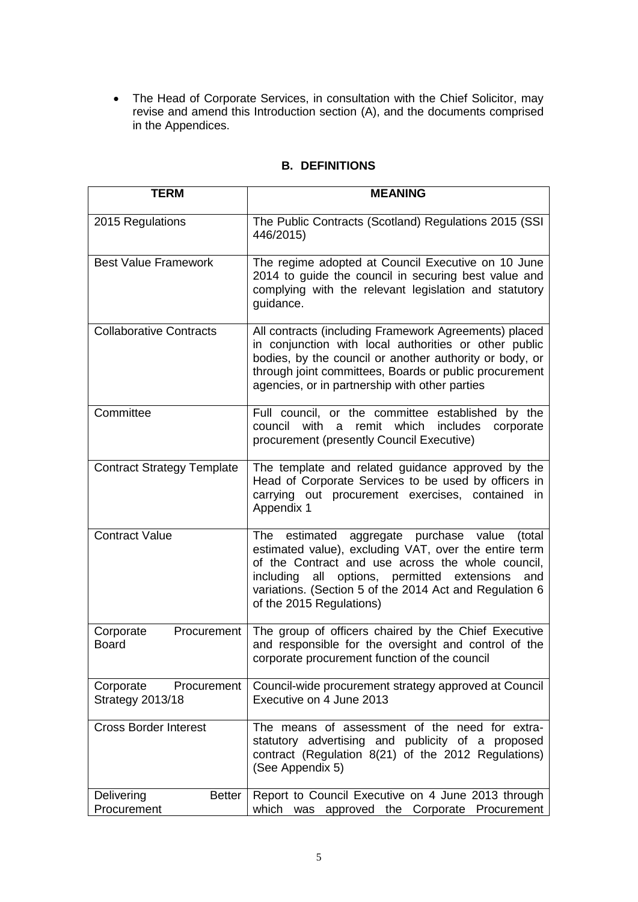- The Head of Corporate Services, in consultation with the Chief Solicitor, may revise and amend this Introduction section (A), and the documents comprised in the Appendices.

## B. DEFINITIONS

| TERM | MEANING |
|---|---|
| 2015 Regulations | The Public Contracts (Scotland) Regulations 2015 (SSI 446/2015) |
| Best Value Framework | The regime adopted at Council Executive on 10 June 2014 to guide the council in securing best value and complying with the relevant legislation and statutory guidance. |
| Collaborative Contracts | All contracts (including Framework Agreements) placed in conjunction with local authorities or other public bodies, by the council or another authority or body, or through joint committees, Boards or public procurement agencies, or in partnership with other parties |
| Committee | Full council, or the committee established by the council with a remit which includes corporate procurement (presently Council Executive) |
| Contract Strategy Template | The template and related guidance approved by the Head of Corporate Services to be used by officers in carrying out procurement exercises, contained in Appendix 1 |
| Contract Value | The estimated aggregate purchase value (total estimated value), excluding VAT, over the entire term of the Contract and use across the whole council, including all options, permitted extensions and variations. (Section 5 of the 2014 Act and Regulation 6 of the 2015 Regulations) |
| Corporate Procurement Board | The group of officers chaired by the Chief Executive and responsible for the oversight and control of the corporate procurement function of the council |
| Corporate Procurement Strategy 2013/18 | Council-wide procurement strategy approved at Council Executive on 4 June 2013 |
| Cross Border Interest | The means of assessment of the need for extra-statutory advertising and publicity of a proposed contract (Regulation 8(21) of the 2012 Regulations) (See Appendix 5) |
| Delivering Better Procurement | Report to Council Executive on 4 June 2013 through which was approved the Corporate Procurement |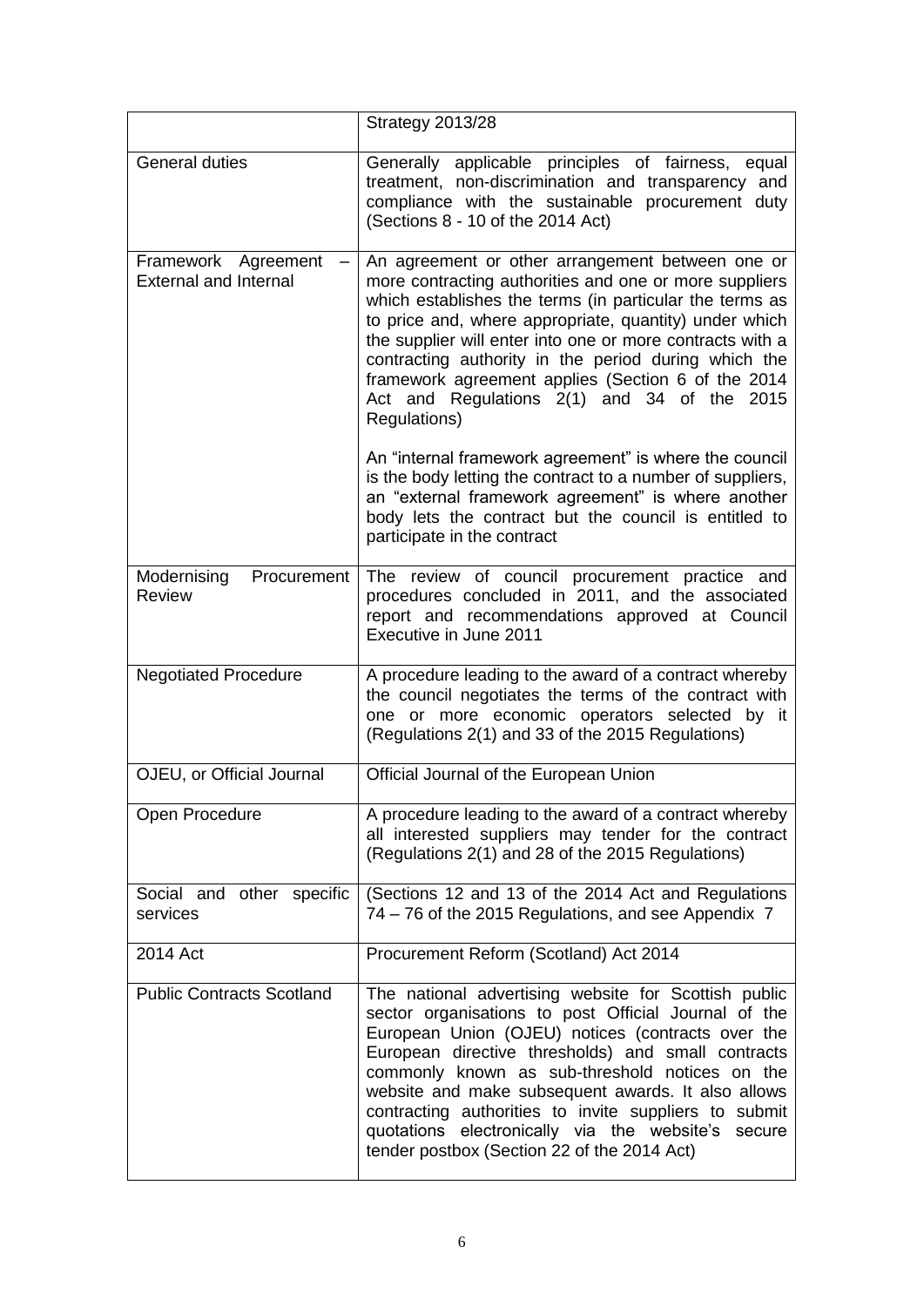| | |
|---|---|
| | Strategy 2013/28 |
| General duties | Generally applicable principles of fairness, equal treatment, non-discrimination and transparency and compliance with the sustainable procurement duty (Sections 8 - 10 of the 2014 Act) |
| Framework Agreement – External and Internal | An agreement or other arrangement between one or more contracting authorities and one or more suppliers which establishes the terms (in particular the terms as to price and, where appropriate, quantity) under which the supplier will enter into one or more contracts with a contracting authority in the period during which the framework agreement applies (Section 6 of the 2014 Act and Regulations 2(1) and 34 of the 2015 Regulations)<br><br>An "internal framework agreement" is where the council is the body letting the contract to a number of suppliers, an "external framework agreement" is where another body lets the contract but the council is entitled to participate in the contract |
| Modernising Procurement Review | The review of council procurement practice and procedures concluded in 2011, and the associated report and recommendations approved at Council Executive in June 2011 |
| Negotiated Procedure | A procedure leading to the award of a contract whereby the council negotiates the terms of the contract with one or more economic operators selected by it (Regulations 2(1) and 33 of the 2015 Regulations) |
| OJEU, or Official Journal | Official Journal of the European Union |
| Open Procedure | A procedure leading to the award of a contract whereby all interested suppliers may tender for the contract (Regulations 2(1) and 28 of the 2015 Regulations) |
| Social and other specific services | (Sections 12 and 13 of the 2014 Act and Regulations 74 – 76 of the 2015 Regulations, and see Appendix 7 |
| 2014 Act | Procurement Reform (Scotland) Act 2014 |
| Public Contracts Scotland | The national advertising website for Scottish public sector organisations to post Official Journal of the European Union (OJEU) notices (contracts over the European directive thresholds) and small contracts commonly known as sub-threshold notices on the website and make subsequent awards. It also allows contracting authorities to invite suppliers to submit quotations electronically via the website's secure tender postbox (Section 22 of the 2014 Act) |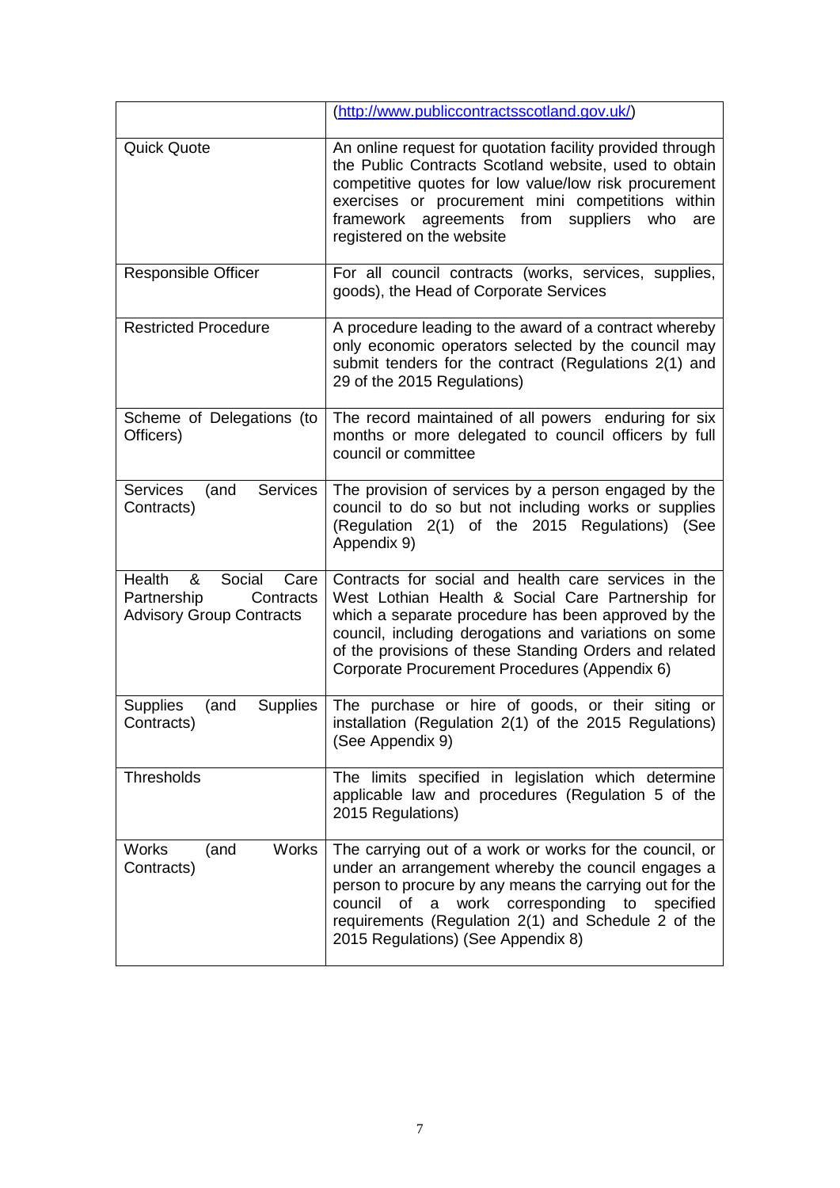| | |
|---|---|
| | (http://www.publiccontractsscotland.gov.uk/) |
| Quick Quote | An online request for quotation facility provided through the Public Contracts Scotland website, used to obtain competitive quotes for low value/low risk procurement exercises or procurement mini competitions within framework agreements from suppliers who are registered on the website |
| Responsible Officer | For all council contracts (works, services, supplies, goods), the Head of Corporate Services |
| Restricted Procedure | A procedure leading to the award of a contract whereby only economic operators selected by the council may submit tenders for the contract (Regulations 2(1) and 29 of the 2015 Regulations) |
| Scheme of Delegations (to Officers) | The record maintained of all powers enduring for six months or more delegated to council officers by full council or committee |
| Services (and Services Contracts) | The provision of services by a person engaged by the council to do so but not including works or supplies (Regulation 2(1) of the 2015 Regulations) (See Appendix 9) |
| Health & Social Care Partnership Contracts Advisory Group Contracts | Contracts for social and health care services in the West Lothian Health & Social Care Partnership for which a separate procedure has been approved by the council, including derogations and variations on some of the provisions of these Standing Orders and related Corporate Procurement Procedures (Appendix 6) |
| Supplies (and Supplies Contracts) | The purchase or hire of goods, or their siting or installation (Regulation 2(1) of the 2015 Regulations) (See Appendix 9) |
| Thresholds | The limits specified in legislation which determine applicable law and procedures (Regulation 5 of the 2015 Regulations) |
| Works (and Works Contracts) | The carrying out of a work or works for the council, or under an arrangement whereby the council engages a person to procure by any means the carrying out for the council of a work corresponding to specified requirements (Regulation 2(1) and Schedule 2 of the 2015 Regulations) (See Appendix 8) |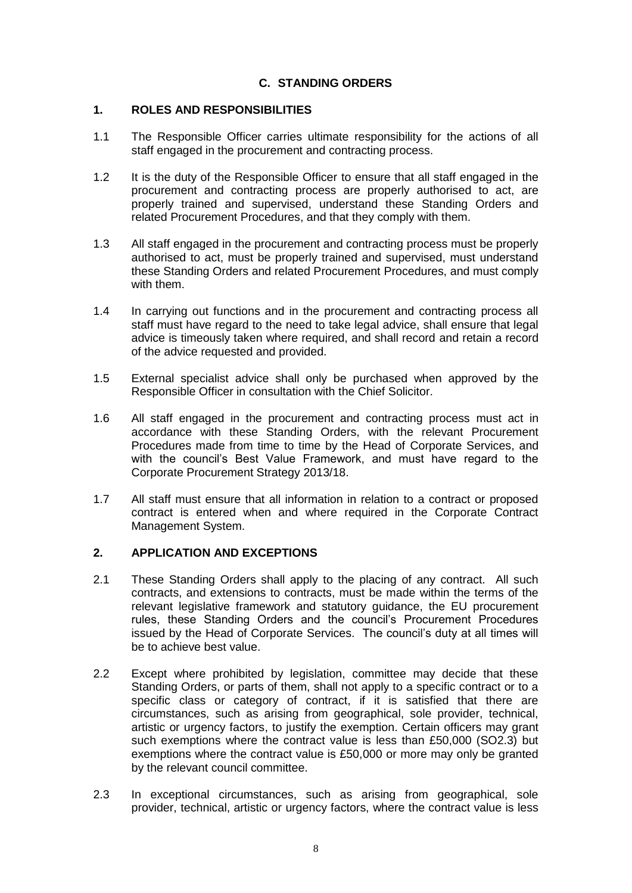## C. STANDING ORDERS

### 1. ROLES AND RESPONSIBILITIES

1.1 The Responsible Officer carries ultimate responsibility for the actions of all staff engaged in the procurement and contracting process.

1.2 It is the duty of the Responsible Officer to ensure that all staff engaged in the procurement and contracting process are properly authorised to act, are properly trained and supervised, understand these Standing Orders and related Procurement Procedures, and that they comply with them.

1.3 All staff engaged in the procurement and contracting process must be properly authorised to act, must be properly trained and supervised, must understand these Standing Orders and related Procurement Procedures, and must comply with them.

1.4 In carrying out functions and in the procurement and contracting process all staff must have regard to the need to take legal advice, shall ensure that legal advice is timeously taken where required, and shall record and retain a record of the advice requested and provided.

1.5 External specialist advice shall only be purchased when approved by the Responsible Officer in consultation with the Chief Solicitor.

1.6 All staff engaged in the procurement and contracting process must act in accordance with these Standing Orders, with the relevant Procurement Procedures made from time to time by the Head of Corporate Services, and with the council's Best Value Framework, and must have regard to the Corporate Procurement Strategy 2013/18.

1.7 All staff must ensure that all information in relation to a contract or proposed contract is entered when and where required in the Corporate Contract Management System.

### 2. APPLICATION AND EXCEPTIONS

2.1 These Standing Orders shall apply to the placing of any contract. All such contracts, and extensions to contracts, must be made within the terms of the relevant legislative framework and statutory guidance, the EU procurement rules, these Standing Orders and the council's Procurement Procedures issued by the Head of Corporate Services. The council's duty at all times will be to achieve best value.

2.2 Except where prohibited by legislation, committee may decide that these Standing Orders, or parts of them, shall not apply to a specific contract or to a specific class or category of contract, if it is satisfied that there are circumstances, such as arising from geographical, sole provider, technical, artistic or urgency factors, to justify the exemption. Certain officers may grant such exemptions where the contract value is less than £50,000 (SO2.3) but exemptions where the contract value is £50,000 or more may only be granted by the relevant council committee.

2.3 In exceptional circumstances, such as arising from geographical, sole provider, technical, artistic or urgency factors, where the contract value is less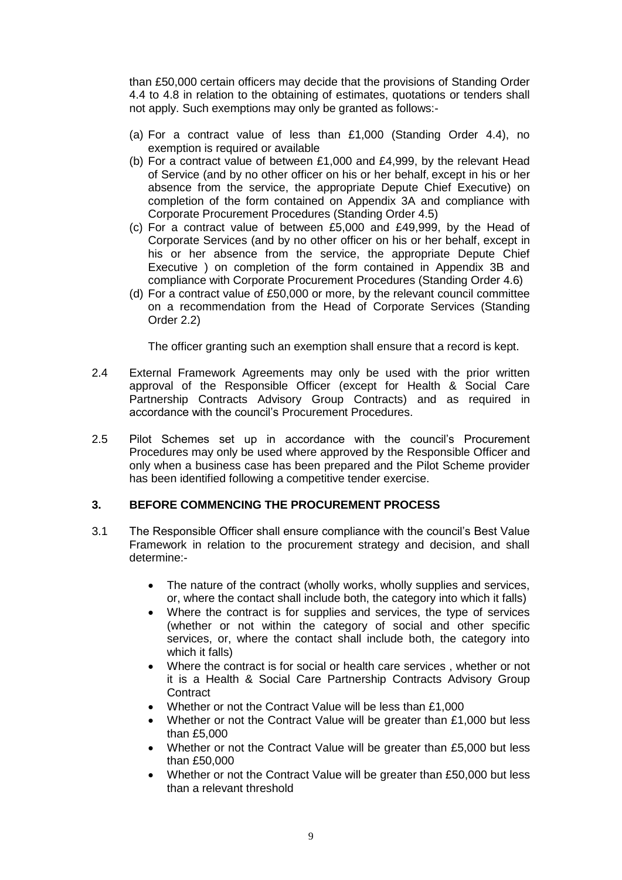than £50,000 certain officers may decide that the provisions of Standing Order 4.4 to 4.8 in relation to the obtaining of estimates, quotations or tenders shall not apply. Such exemptions may only be granted as follows:-

(a) For a contract value of less than £1,000 (Standing Order 4.4), no exemption is required or available
(b) For a contract value of between £1,000 and £4,999, by the relevant Head of Service (and by no other officer on his or her behalf, except in his or her absence from the service, the appropriate Depute Chief Executive) on completion of the form contained on Appendix 3A and compliance with Corporate Procurement Procedures (Standing Order 4.5)
(c) For a contract value of between £5,000 and £49,999, by the Head of Corporate Services (and by no other officer on his or her behalf, except in his or her absence from the service, the appropriate Depute Chief Executive ) on completion of the form contained in Appendix 3B and compliance with Corporate Procurement Procedures (Standing Order 4.6)
(d) For a contract value of £50,000 or more, by the relevant council committee on a recommendation from the Head of Corporate Services (Standing Order 2.2)

The officer granting such an exemption shall ensure that a record is kept.

2.4 External Framework Agreements may only be used with the prior written approval of the Responsible Officer (except for Health & Social Care Partnership Contracts Advisory Group Contracts) and as required in accordance with the council's Procurement Procedures.

2.5 Pilot Schemes set up in accordance with the council's Procurement Procedures may only be used where approved by the Responsible Officer and only when a business case has been prepared and the Pilot Scheme provider has been identified following a competitive tender exercise.

## 3. BEFORE COMMENCING THE PROCUREMENT PROCESS

3.1 The Responsible Officer shall ensure compliance with the council's Best Value Framework in relation to the procurement strategy and decision, and shall determine:-

- The nature of the contract (wholly works, wholly supplies and services, or, where the contact shall include both, the category into which it falls)
- Where the contract is for supplies and services, the type of services (whether or not within the category of social and other specific services, or, where the contact shall include both, the category into which it falls)
- Where the contract is for social or health care services , whether or not it is a Health & Social Care Partnership Contracts Advisory Group Contract
- Whether or not the Contract Value will be less than £1,000
- Whether or not the Contract Value will be greater than £1,000 but less than £5,000
- Whether or not the Contract Value will be greater than £5,000 but less than £50,000
- Whether or not the Contract Value will be greater than £50,000 but less than a relevant threshold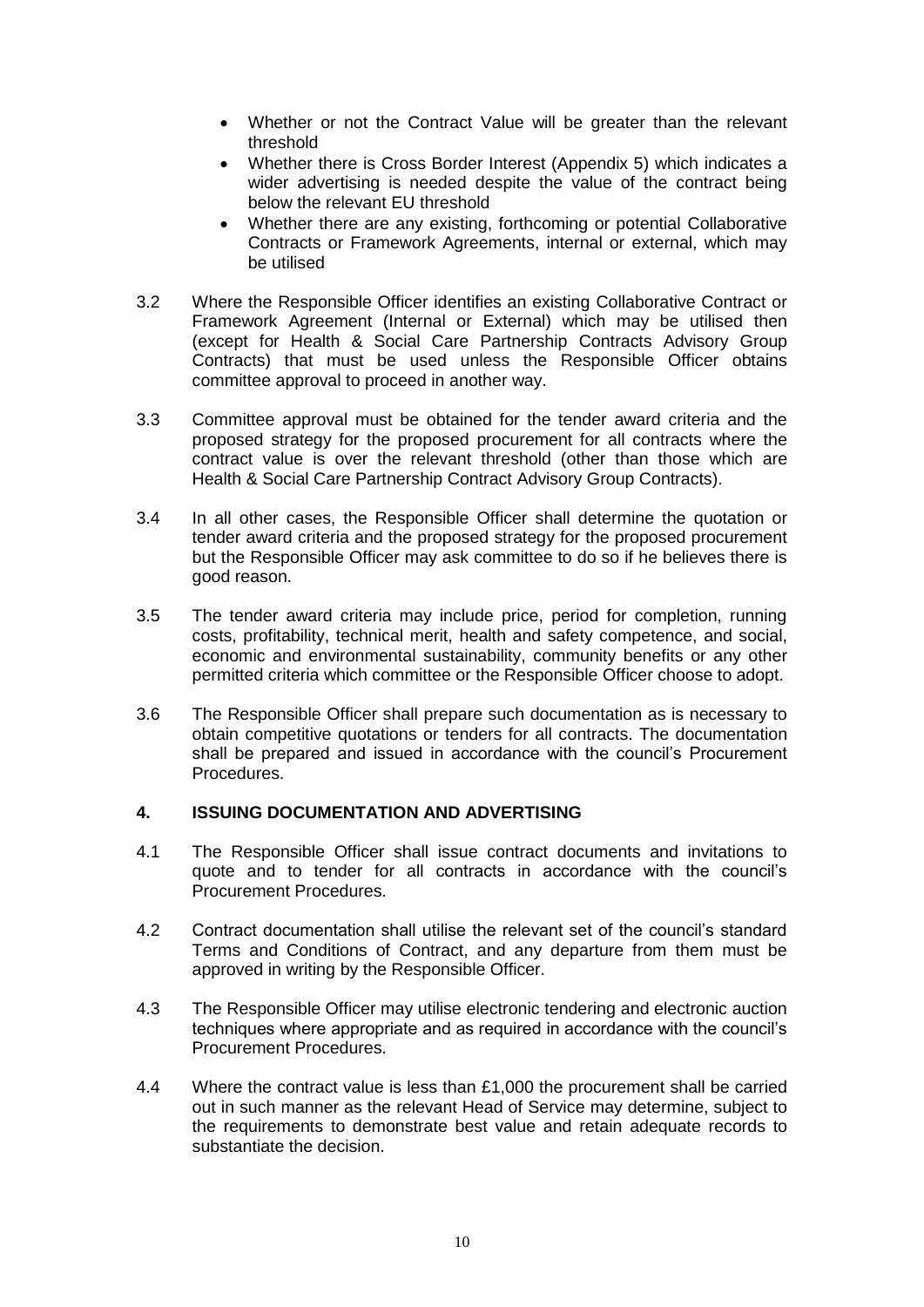- Whether or not the Contract Value will be greater than the relevant threshold
- Whether there is Cross Border Interest (Appendix 5) which indicates a wider advertising is needed despite the value of the contract being below the relevant EU threshold
- Whether there are any existing, forthcoming or potential Collaborative Contracts or Framework Agreements, internal or external, which may be utilised

3.2 Where the Responsible Officer identifies an existing Collaborative Contract or Framework Agreement (Internal or External) which may be utilised then (except for Health & Social Care Partnership Contracts Advisory Group Contracts) that must be used unless the Responsible Officer obtains committee approval to proceed in another way.

3.3 Committee approval must be obtained for the tender award criteria and the proposed strategy for the proposed procurement for all contracts where the contract value is over the relevant threshold (other than those which are Health & Social Care Partnership Contract Advisory Group Contracts).

3.4 In all other cases, the Responsible Officer shall determine the quotation or tender award criteria and the proposed strategy for the proposed procurement but the Responsible Officer may ask committee to do so if he believes there is good reason.

3.5 The tender award criteria may include price, period for completion, running costs, profitability, technical merit, health and safety competence, and social, economic and environmental sustainability, community benefits or any other permitted criteria which committee or the Responsible Officer choose to adopt.

3.6 The Responsible Officer shall prepare such documentation as is necessary to obtain competitive quotations or tenders for all contracts. The documentation shall be prepared and issued in accordance with the council's Procurement Procedures.

## 4. ISSUING DOCUMENTATION AND ADVERTISING

4.1 The Responsible Officer shall issue contract documents and invitations to quote and to tender for all contracts in accordance with the council's Procurement Procedures.

4.2 Contract documentation shall utilise the relevant set of the council's standard Terms and Conditions of Contract, and any departure from them must be approved in writing by the Responsible Officer.

4.3 The Responsible Officer may utilise electronic tendering and electronic auction techniques where appropriate and as required in accordance with the council's Procurement Procedures.

4.4 Where the contract value is less than £1,000 the procurement shall be carried out in such manner as the relevant Head of Service may determine, subject to the requirements to demonstrate best value and retain adequate records to substantiate the decision.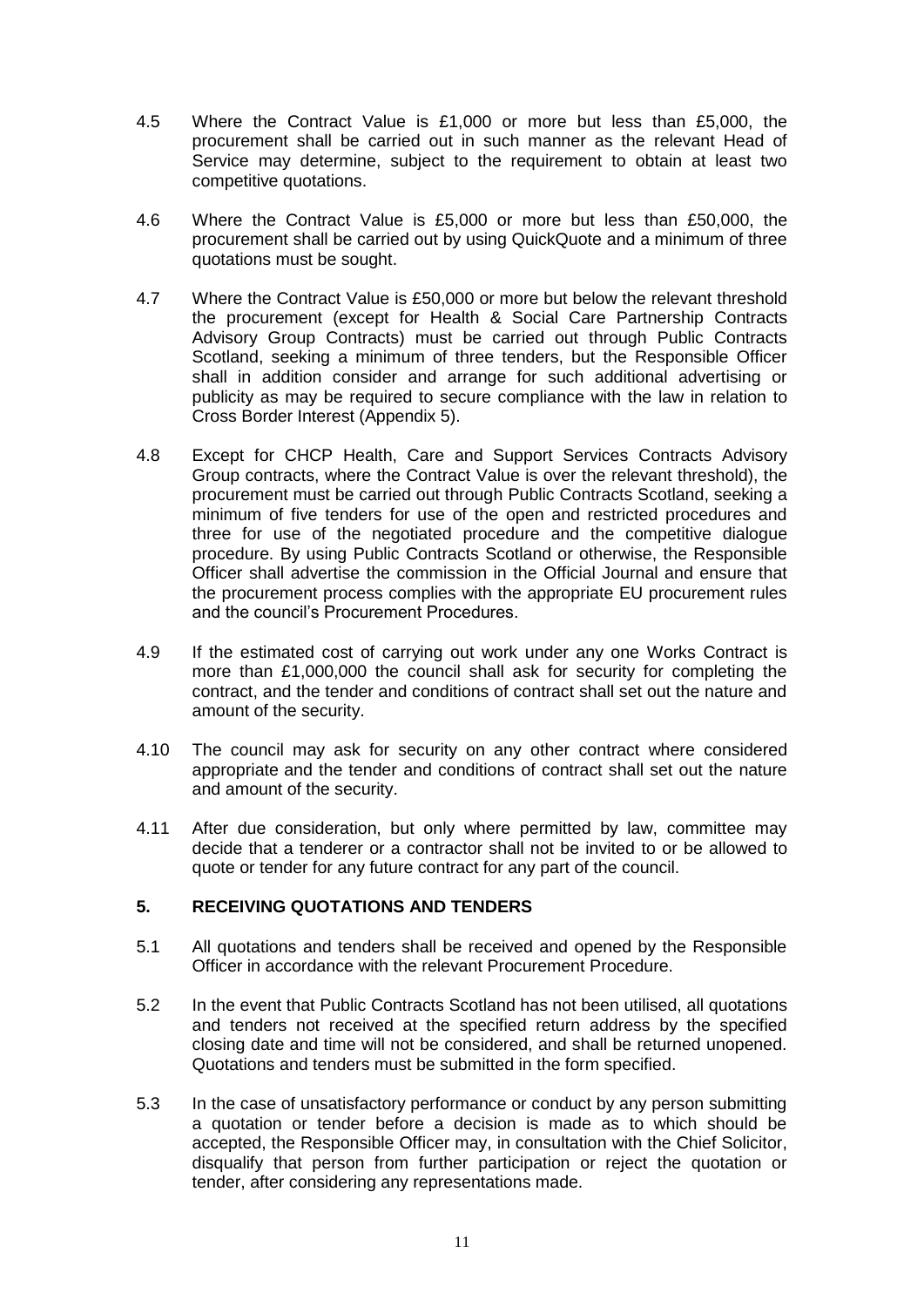4.5 Where the Contract Value is £1,000 or more but less than £5,000, the procurement shall be carried out in such manner as the relevant Head of Service may determine, subject to the requirement to obtain at least two competitive quotations.

4.6 Where the Contract Value is £5,000 or more but less than £50,000, the procurement shall be carried out by using QuickQuote and a minimum of three quotations must be sought.

4.7 Where the Contract Value is £50,000 or more but below the relevant threshold the procurement (except for Health & Social Care Partnership Contracts Advisory Group Contracts) must be carried out through Public Contracts Scotland, seeking a minimum of three tenders, but the Responsible Officer shall in addition consider and arrange for such additional advertising or publicity as may be required to secure compliance with the law in relation to Cross Border Interest (Appendix 5).

4.8 Except for CHCP Health, Care and Support Services Contracts Advisory Group contracts, where the Contract Value is over the relevant threshold), the procurement must be carried out through Public Contracts Scotland, seeking a minimum of five tenders for use of the open and restricted procedures and three for use of the negotiated procedure and the competitive dialogue procedure. By using Public Contracts Scotland or otherwise, the Responsible Officer shall advertise the commission in the Official Journal and ensure that the procurement process complies with the appropriate EU procurement rules and the council's Procurement Procedures.

4.9 If the estimated cost of carrying out work under any one Works Contract is more than £1,000,000 the council shall ask for security for completing the contract, and the tender and conditions of contract shall set out the nature and amount of the security.

4.10 The council may ask for security on any other contract where considered appropriate and the tender and conditions of contract shall set out the nature and amount of the security.

4.11 After due consideration, but only where permitted by law, committee may decide that a tenderer or a contractor shall not be invited to or be allowed to quote or tender for any future contract for any part of the council.

## 5. RECEIVING QUOTATIONS AND TENDERS

5.1 All quotations and tenders shall be received and opened by the Responsible Officer in accordance with the relevant Procurement Procedure.

5.2 In the event that Public Contracts Scotland has not been utilised, all quotations and tenders not received at the specified return address by the specified closing date and time will not be considered, and shall be returned unopened. Quotations and tenders must be submitted in the form specified.

5.3 In the case of unsatisfactory performance or conduct by any person submitting a quotation or tender before a decision is made as to which should be accepted, the Responsible Officer may, in consultation with the Chief Solicitor, disqualify that person from further participation or reject the quotation or tender, after considering any representations made.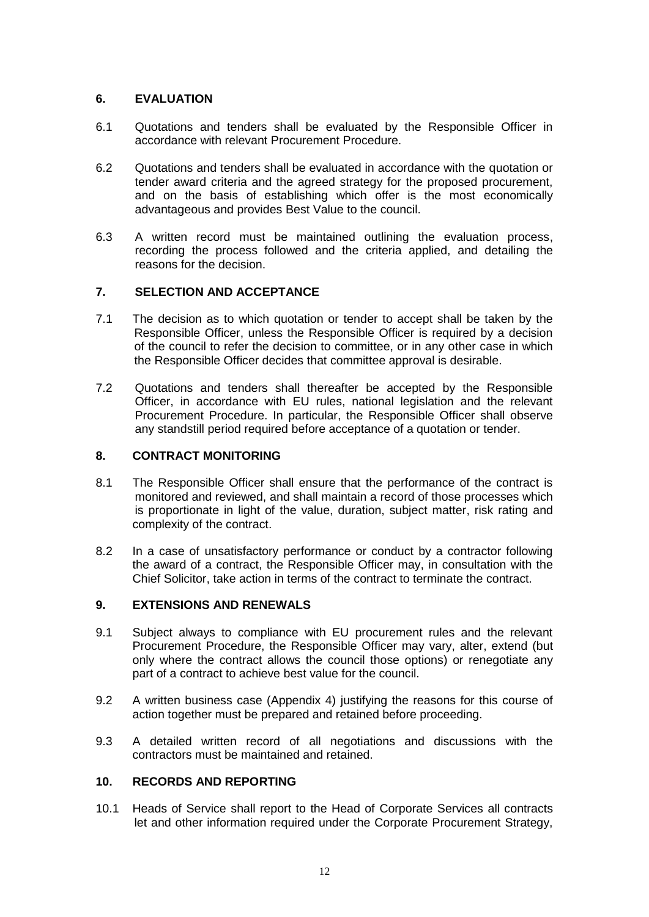## 6. EVALUATION

6.1 Quotations and tenders shall be evaluated by the Responsible Officer in accordance with relevant Procurement Procedure.

6.2 Quotations and tenders shall be evaluated in accordance with the quotation or tender award criteria and the agreed strategy for the proposed procurement, and on the basis of establishing which offer is the most economically advantageous and provides Best Value to the council.

6.3 A written record must be maintained outlining the evaluation process, recording the process followed and the criteria applied, and detailing the reasons for the decision.

## 7. SELECTION AND ACCEPTANCE

7.1 The decision as to which quotation or tender to accept shall be taken by the Responsible Officer, unless the Responsible Officer is required by a decision of the council to refer the decision to committee, or in any other case in which the Responsible Officer decides that committee approval is desirable.

7.2 Quotations and tenders shall thereafter be accepted by the Responsible Officer, in accordance with EU rules, national legislation and the relevant Procurement Procedure. In particular, the Responsible Officer shall observe any standstill period required before acceptance of a quotation or tender.

## 8. CONTRACT MONITORING

8.1 The Responsible Officer shall ensure that the performance of the contract is monitored and reviewed, and shall maintain a record of those processes which is proportionate in light of the value, duration, subject matter, risk rating and complexity of the contract.

8.2 In a case of unsatisfactory performance or conduct by a contractor following the award of a contract, the Responsible Officer may, in consultation with the Chief Solicitor, take action in terms of the contract to terminate the contract.

## 9. EXTENSIONS AND RENEWALS

9.1 Subject always to compliance with EU procurement rules and the relevant Procurement Procedure, the Responsible Officer may vary, alter, extend (but only where the contract allows the council those options) or renegotiate any part of a contract to achieve best value for the council.

9.2 A written business case (Appendix 4) justifying the reasons for this course of action together must be prepared and retained before proceeding.

9.3 A detailed written record of all negotiations and discussions with the contractors must be maintained and retained.

## 10. RECORDS AND REPORTING

10.1 Heads of Service shall report to the Head of Corporate Services all contracts let and other information required under the Corporate Procurement Strategy,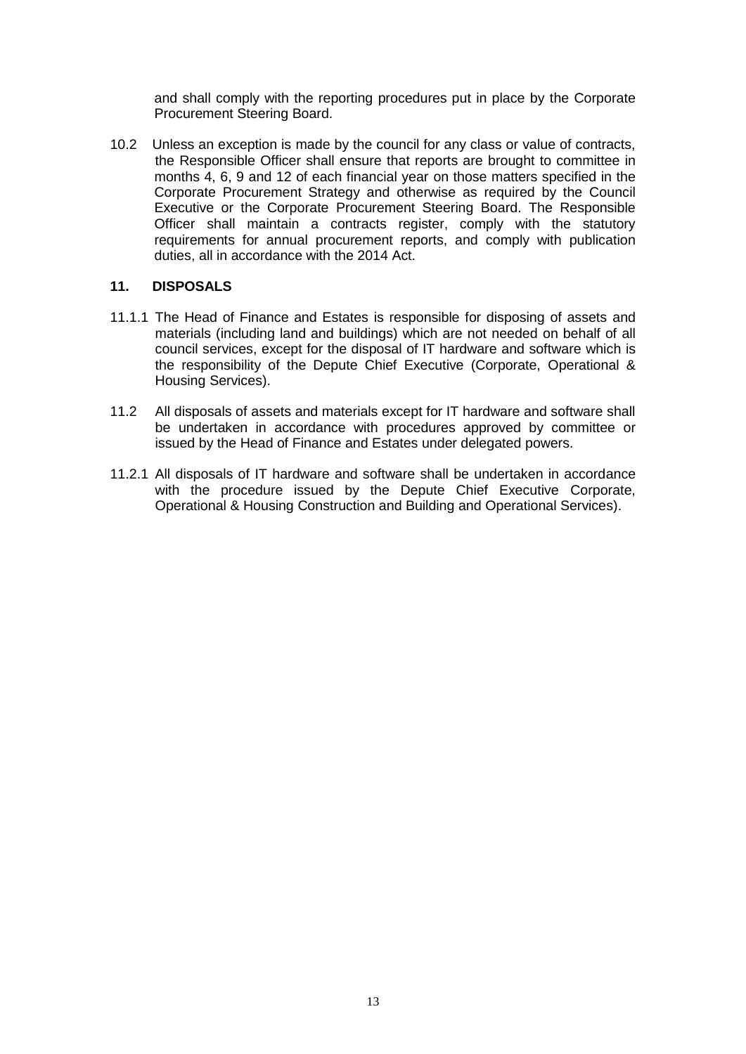and shall comply with the reporting procedures put in place by the Corporate Procurement Steering Board.

10.2 Unless an exception is made by the council for any class or value of contracts, the Responsible Officer shall ensure that reports are brought to committee in months 4, 6, 9 and 12 of each financial year on those matters specified in the Corporate Procurement Strategy and otherwise as required by the Council Executive or the Corporate Procurement Steering Board. The Responsible Officer shall maintain a contracts register, comply with the statutory requirements for annual procurement reports, and comply with publication duties, all in accordance with the 2014 Act.

## 11. DISPOSALS

11.1.1 The Head of Finance and Estates is responsible for disposing of assets and materials (including land and buildings) which are not needed on behalf of all council services, except for the disposal of IT hardware and software which is the responsibility of the Depute Chief Executive (Corporate, Operational & Housing Services).

11.2 All disposals of assets and materials except for IT hardware and software shall be undertaken in accordance with procedures approved by committee or issued by the Head of Finance and Estates under delegated powers.

11.2.1 All disposals of IT hardware and software shall be undertaken in accordance with the procedure issued by the Depute Chief Executive Corporate, Operational & Housing Construction and Building and Operational Services).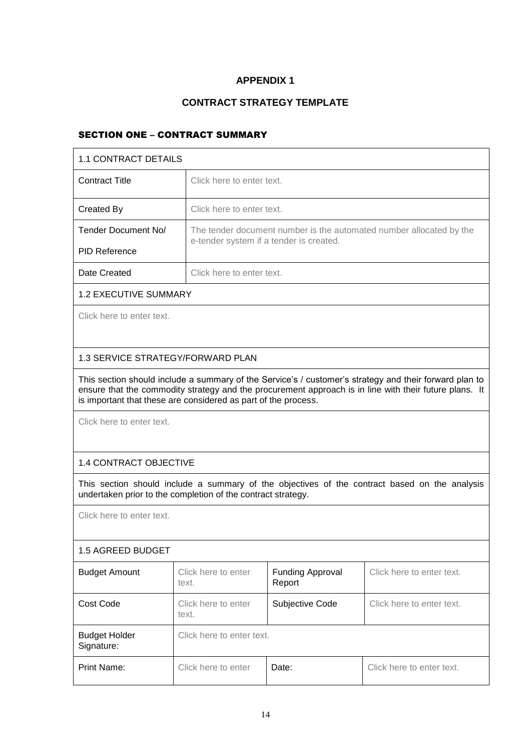**APPENDIX 1**

**CONTRACT STRATEGY TEMPLATE**

## SECTION ONE – CONTRACT SUMMARY

| 1.1 CONTRACT DETAILS | | | |
|---|---|---|---|
| Contract Title | Click here to enter text. | | |
| Created By | Click here to enter text. | | |
| Tender Document No/ PID Reference | The tender document number is the automated number allocated by the e-tender system if a tender is created. | | |
| Date Created | Click here to enter text. | | |
| **1.2 EXECUTIVE SUMMARY** | | | |
| Click here to enter text. | | | |
| **1.3 SERVICE STRATEGY/FORWARD PLAN** | | | |
| This section should include a summary of the Service's / customer's strategy and their forward plan to ensure that the commodity strategy and the procurement approach is in line with their future plans. It is important that these are considered as part of the process. | | | |
| Click here to enter text. | | | |
| **1.4 CONTRACT OBJECTIVE** | | | |
| This section should include a summary of the objectives of the contract based on the analysis undertaken prior to the completion of the contract strategy. | | | |
| Click here to enter text. | | | |
| **1.5 AGREED BUDGET** | | | |
| Budget Amount | Click here to enter text. | Funding Approval Report | Click here to enter text. |
| Cost Code | Click here to enter text. | Subjective Code | Click here to enter text. |
| Budget Holder Signature: | Click here to enter text. | | |
| Print Name: | Click here to enter | Date: | Click here to enter text. |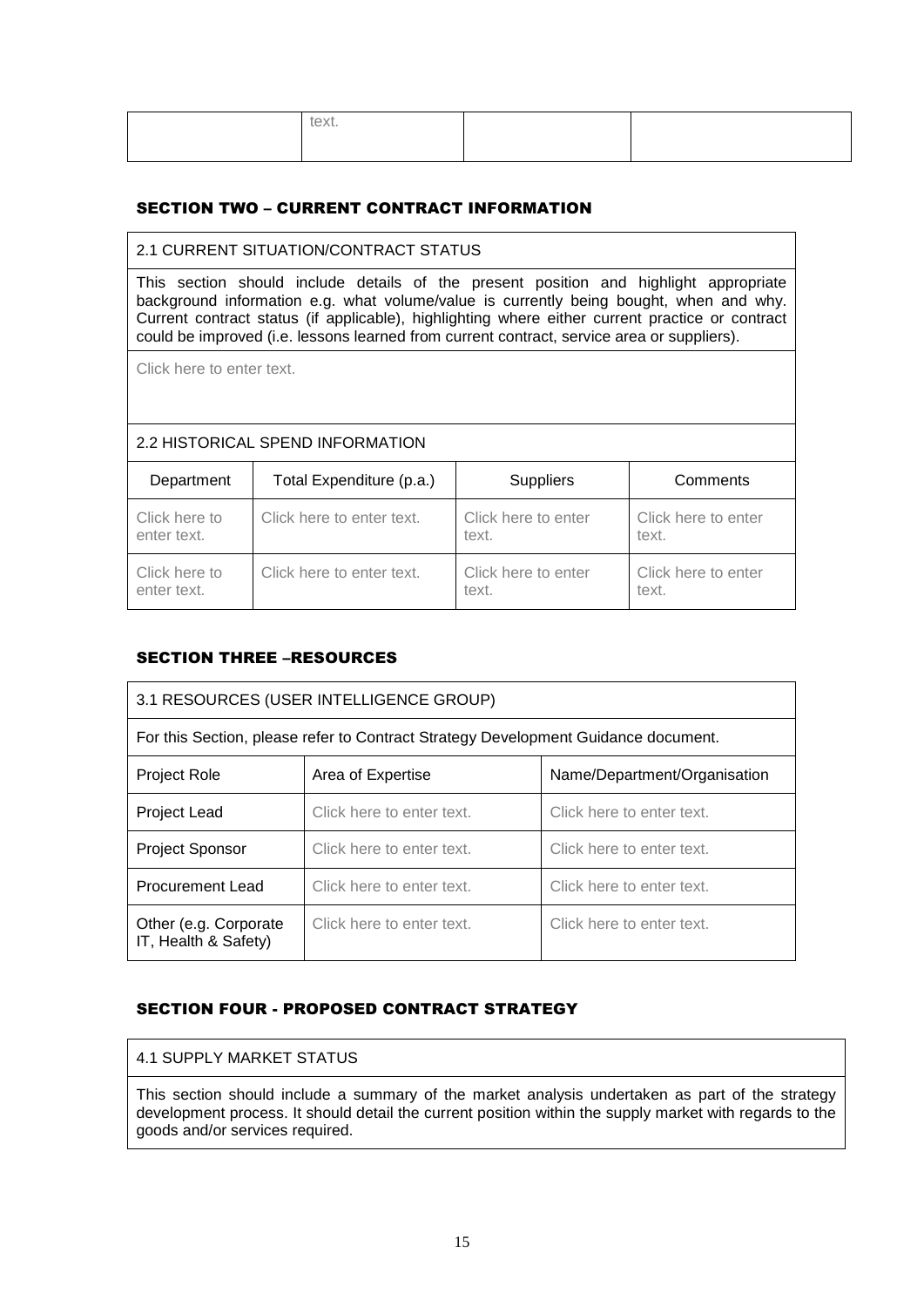| | text. | | |
|---|---|---|---|

### SECTION TWO – CURRENT CONTRACT INFORMATION

| 2.1 CURRENT SITUATION/CONTRACT STATUS |
|---|
| This section should include details of the present position and highlight appropriate background information e.g. what volume/value is currently being bought, when and why. Current contract status (if applicable), highlighting where either current practice or contract could be improved (i.e. lessons learned from current contract, service area or suppliers). |
| Click here to enter text. |

2.2 HISTORICAL SPEND INFORMATION

| Department | Total Expenditure (p.a.) | Suppliers | Comments |
|---|---|---|---|
| Click here to enter text. | Click here to enter text. | Click here to enter text. | Click here to enter text. |
| Click here to enter text. | Click here to enter text. | Click here to enter text. | Click here to enter text. |

### SECTION THREE –RESOURCES

3.1 RESOURCES (USER INTELLIGENCE GROUP)

For this Section, please refer to Contract Strategy Development Guidance document.

| Project Role | Area of Expertise | Name/Department/Organisation |
|---|---|---|
| Project Lead | Click here to enter text. | Click here to enter text. |
| Project Sponsor | Click here to enter text. | Click here to enter text. |
| Procurement Lead | Click here to enter text. | Click here to enter text. |
| Other (e.g. Corporate IT, Health & Safety) | Click here to enter text. | Click here to enter text. |

### SECTION FOUR - PROPOSED CONTRACT STRATEGY

| 4.1 SUPPLY MARKET STATUS |
|---|
| This section should include a summary of the market analysis undertaken as part of the strategy development process. It should detail the current position within the supply market with regards to the goods and/or services required. |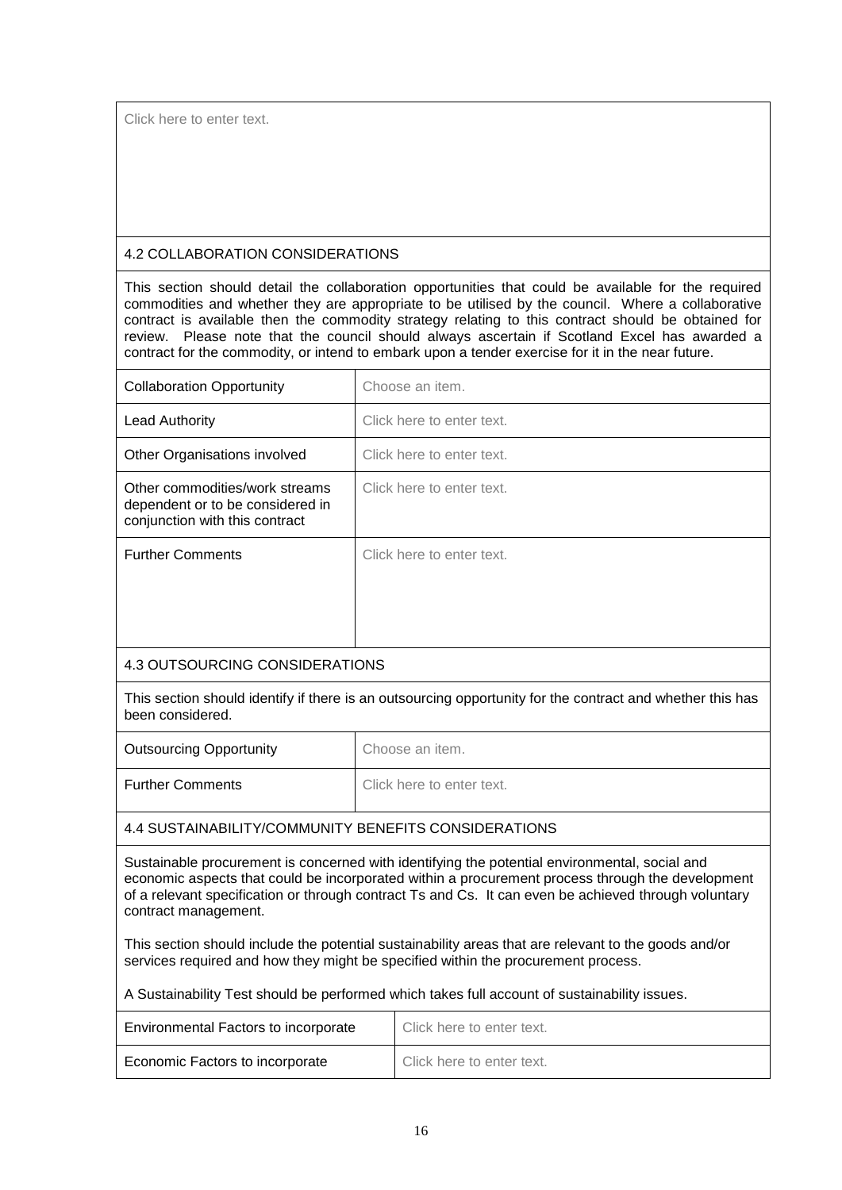Click here to enter text.

### 4.2 COLLABORATION CONSIDERATIONS

This section should detail the collaboration opportunities that could be available for the required commodities and whether they are appropriate to be utilised by the council. Where a collaborative contract is available then the commodity strategy relating to this contract should be obtained for review. Please note that the council should always ascertain if Scotland Excel has awarded a contract for the commodity, or intend to embark upon a tender exercise for it in the near future.

| | |
|---|---|
| Collaboration Opportunity | Choose an item. |
| Lead Authority | Click here to enter text. |
| Other Organisations involved | Click here to enter text. |
| Other commodities/work streams dependent or to be considered in conjunction with this contract | Click here to enter text. |
| Further Comments | Click here to enter text. |

### 4.3 OUTSOURCING CONSIDERATIONS

This section should identify if there is an outsourcing opportunity for the contract and whether this has been considered.

| | |
|---|---|
| Outsourcing Opportunity | Choose an item. |
| Further Comments | Click here to enter text. |

### 4.4 SUSTAINABILITY/COMMUNITY BENEFITS CONSIDERATIONS

Sustainable procurement is concerned with identifying the potential environmental, social and economic aspects that could be incorporated within a procurement process through the development of a relevant specification or through contract Ts and Cs. It can even be achieved through voluntary contract management.

This section should include the potential sustainability areas that are relevant to the goods and/or services required and how they might be specified within the procurement process.

A Sustainability Test should be performed which takes full account of sustainability issues.

| | |
|---|---|
| Environmental Factors to incorporate | Click here to enter text. |
| Economic Factors to incorporate | Click here to enter text. |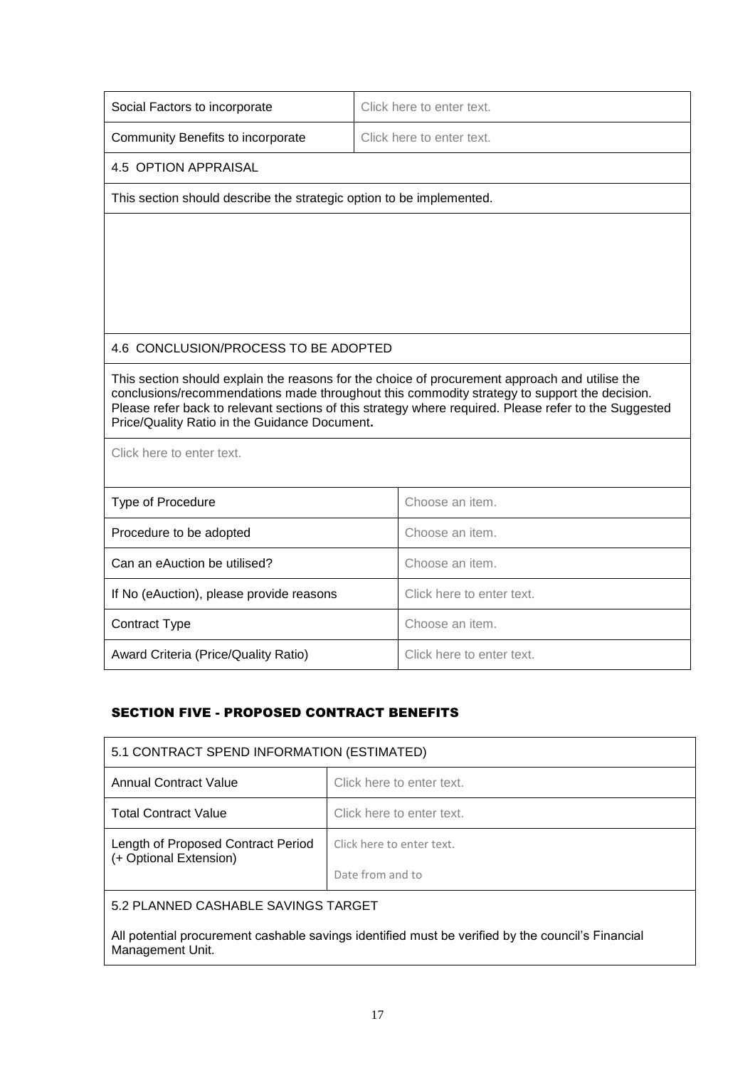| Social Factors to incorporate | Click here to enter text. |
| --- | --- |
| Community Benefits to incorporate | Click here to enter text. |

**4.5 OPTION APPRAISAL**

This section should describe the strategic option to be implemented.

**4.6 CONCLUSION/PROCESS TO BE ADOPTED**

This section should explain the reasons for the choice of procurement approach and utilise the conclusions/recommendations made throughout this commodity strategy to support the decision. Please refer back to relevant sections of this strategy where required. Please refer to the Suggested Price/Quality Ratio in the Guidance Document**.**

Click here to enter text.

| Type of Procedure | Choose an item. |
| --- | --- |
| Procedure to be adopted | Choose an item. |
| Can an eAuction be utilised? | Choose an item. |
| If No (eAuction), please provide reasons | Click here to enter text. |
| Contract Type | Choose an item. |
| Award Criteria (Price/Quality Ratio) | Click here to enter text. |

## SECTION FIVE - PROPOSED CONTRACT BENEFITS

**5.1 CONTRACT SPEND INFORMATION (ESTIMATED)**

| Annual Contract Value | Click here to enter text. |
| --- | --- |
| Total Contract Value | Click here to enter text. |
| Length of Proposed Contract Period (+ Optional Extension) | Click here to enter text.<br>Date from and to |

**5.2 PLANNED CASHABLE SAVINGS TARGET**

All potential procurement cashable savings identified must be verified by the council's Financial Management Unit.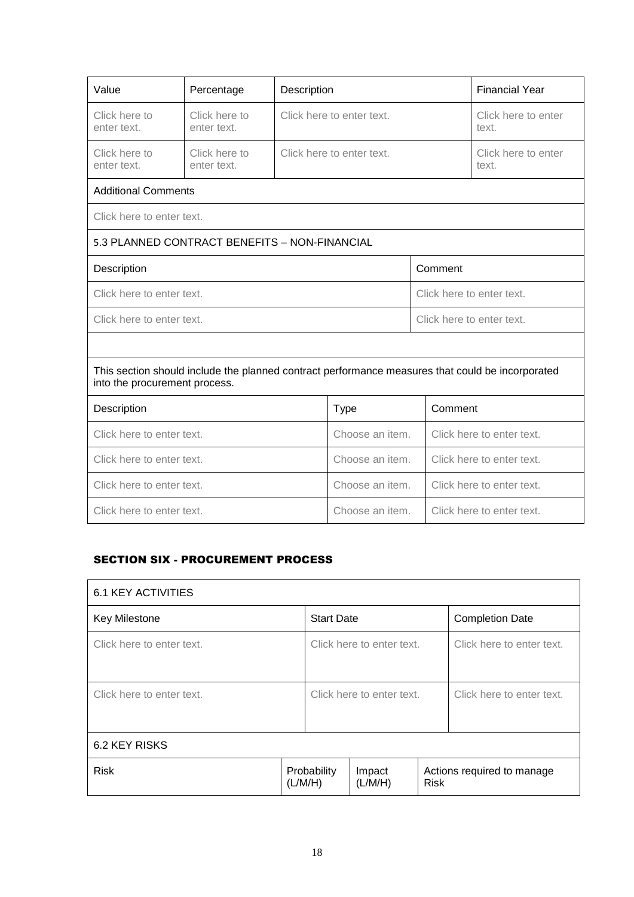| Value | Percentage | Description | Financial Year |
|---|---|---|---|
| Click here to enter text. | Click here to enter text. | Click here to enter text. | Click here to enter text. |
| Click here to enter text. | Click here to enter text. | Click here to enter text. | Click here to enter text. |
| Additional Comments | | | |
| Click here to enter text. | | | |

| 5.3 PLANNED CONTRACT BENEFITS – NON-FINANCIAL | |
|---|---|
| Description | Comment |
| Click here to enter text. | Click here to enter text. |
| Click here to enter text. | Click here to enter text. |

| | | |
|---|---|---|
| This section should include the planned contract performance measures that could be incorporated into the procurement process. | | |
| Description | Type | Comment |
| Click here to enter text. | Choose an item. | Click here to enter text. |
| Click here to enter text. | Choose an item. | Click here to enter text. |
| Click here to enter text. | Choose an item. | Click here to enter text. |
| Click here to enter text. | Choose an item. | Click here to enter text. |

## SECTION SIX - PROCUREMENT PROCESS

| 6.1 KEY ACTIVITIES | | |
|---|---|---|
| Key Milestone | Start Date | Completion Date |
| Click here to enter text. | Click here to enter text. | Click here to enter text. |
| Click here to enter text. | Click here to enter text. | Click here to enter text. |

| 6.2 KEY RISKS | | | |
|---|---|---|---|
| Risk | Probability (L/M/H) | Impact (L/M/H) | Actions required to manage Risk |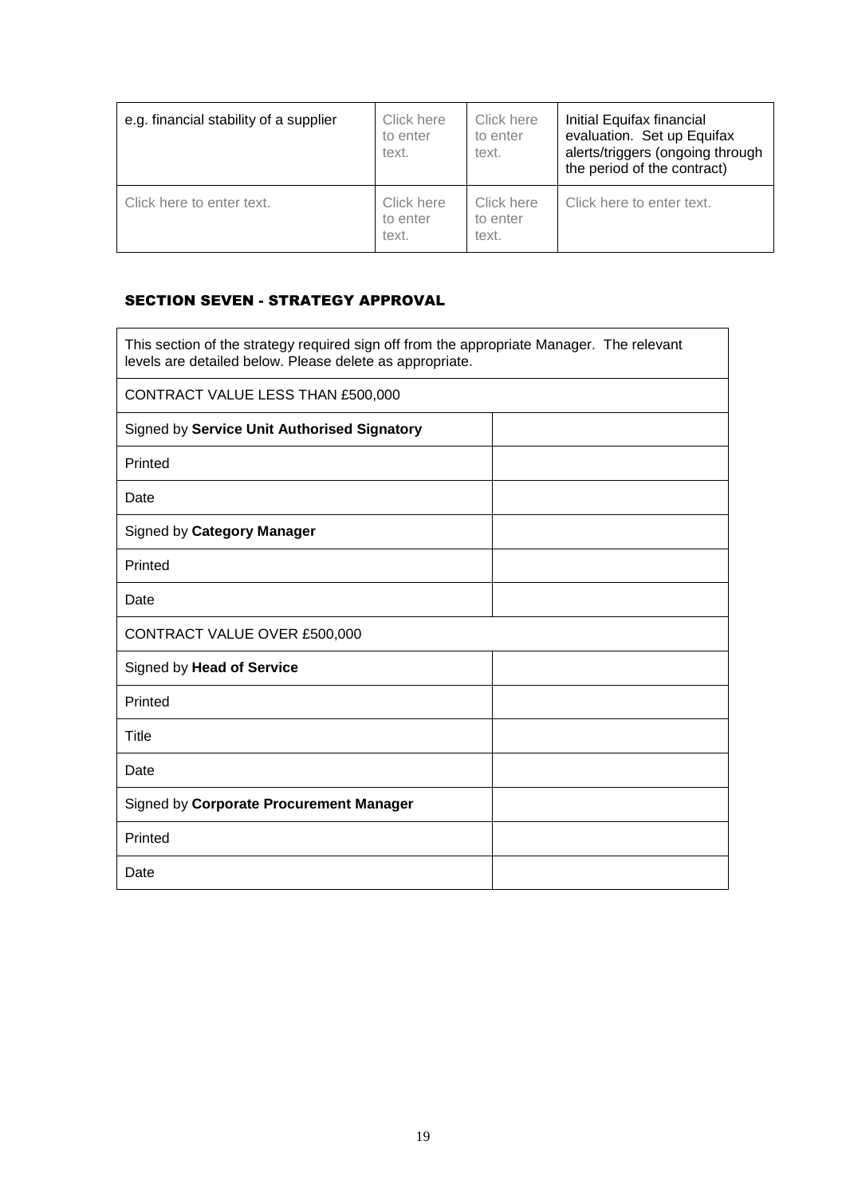| | | | |
|---|---|---|---|
| e.g. financial stability of a supplier | Click here to enter text. | Click here to enter text. | Initial Equifax financial evaluation. Set up Equifax alerts/triggers (ongoing through the period of the contract) |
| Click here to enter text. | Click here to enter text. | Click here to enter text. | Click here to enter text. |

## SECTION SEVEN - STRATEGY APPROVAL

| This section of the strategy required sign off from the appropriate Manager. The relevant levels are detailed below. Please delete as appropriate. | |
|---|---|
| CONTRACT VALUE LESS THAN £500,000 | |
| Signed by **Service Unit Authorised Signatory** | |
| Printed | |
| Date | |
| Signed by **Category Manager** | |
| Printed | |
| Date | |
| CONTRACT VALUE OVER £500,000 | |
| Signed by **Head of Service** | |
| Printed | |
| Title | |
| Date | |
| Signed by **Corporate Procurement Manager** | |
| Printed | |
| Date | |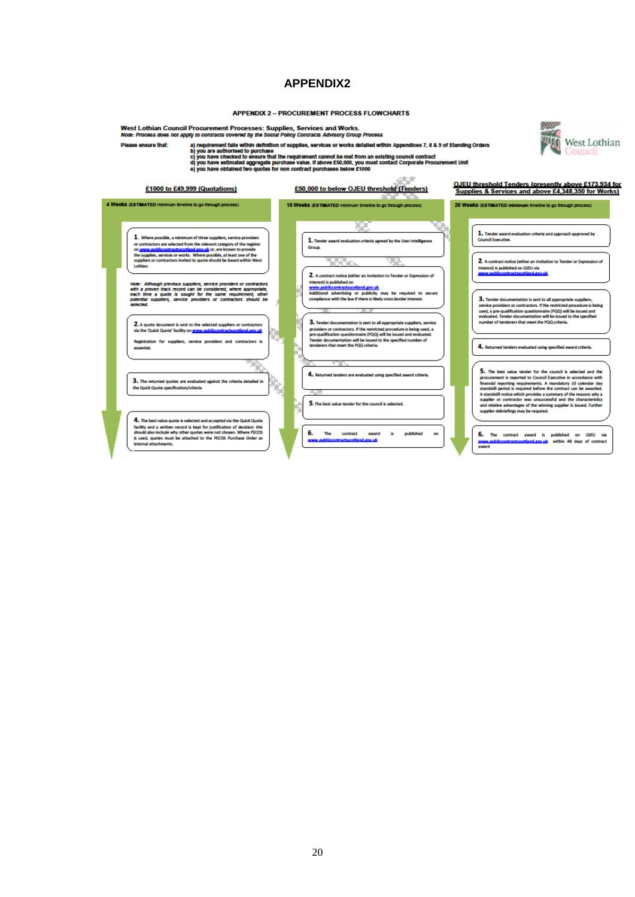# APPENDIX2

## APPENDIX 2 – PROCUREMENT PROCESS FLOWCHARTS

**West Lothian Council Procurement Processes: Supplies, Services and Works.**

***Note: Process does not apply to contracts covered by the Social Policy Contracts Advisory Group Process***

**Please ensure that:**

a) requirement falls within definition of supplies, services or works detailed within Appendices 7, 8 & 9 of Standing Orders
b) you are authorised to purchase
c) you have checked to ensure that the requirement cannot be met from an existing council contract
d) you have estimated aggregate purchase value. If above £50,000, you must contact Corporate Procurement Unit
e) you have obtained two quotes for non contract purchases below £1000

West Lothian Council

### £1000 to £49,999 (Quotations)

**4 Weeks** (ESTIMATED minimum timeline to go through process)

1. Where possible, a minimum of three suppliers, service providers or contractors are selected from the relevant category of the register on www.publiccontractsscotland.gov.uk or, are known to provide the supplies, services or works. Where possible, at least one of the suppliers or contractors invited to quote should be based within West Lothian.

*Note: Although previous suppliers, service providers or contractors with a proven track record can be considered, where appropriate, each time a quote is sought for the same requirement, other potential suppliers, service providers or contractors should be selected.*

2. A quote document is sent to the selected suppliers or contractors via the 'Quick Quote' facility on www.publiccontractsscotland.gov.uk

Registration for suppliers, service providers and contractors is essential.

3. The returned quotes are evaluated against the criteria detailed in the Quick Quote specification/criteria

4. The best value quote is selected and accepted via the Quick Quote facility and a written record is kept for justification of decision: this should also include why other quotes were not chosen. Where PECOS is used, quotes must be attached to the PECOS Purchase Order as internal attachments.

### £50,000 to below OJEU threshold (Tenders)

**10 Weeks** (ESTIMATED minimum timeline to go through process)

1. Tender award evaluation criteria agreed by the User Intelligence Group.

2. A contract notice (either an Invitation to Tender or Expression of Interest) is published on www.publiccontractsscotland.gov.uk
Additional advertising or publicity may be required to secure compliance with the law if there is likely cross border interest.

3. Tender documentation is sent to all appropriate suppliers, service providers or contractors. If the restricted procedure is being used, a pre-qualification questionnaire (PQQ) will be issued and evaluated. Tender documentation will be issued to the specified number of tenderers that meet the PQQ criteria.

4. Returned tenders are evaluated using specified award criteria.

5. The best value tender for the council is selected.

6. The contract award is published on www.publiccontractsscotland.gov.uk

### OJEU threshold Tenders (presently above £173,934 for Supplies & Services and above £4,348,350 for Works)

**20 Weeks** (ESTIMATED minimum timeline to go through process)

1. Tender award evaluation criteria and approach approved by Council Executive.

2. A contract notice (either an Invitation to Tender or Expression of Interest) is published on OJEU via www.publiccontractsscotland.gov.uk

3. Tender documentation is sent to all appropriate suppliers, service providers or contractors. If the restricted procedure is being used, a pre-qualification questionnaire (PQQ) will be issued and evaluated. Tender documentation will be issued to the specified number of tenderers that meet the PQQ criteria.

4. Returned tenders evaluated using specified award criteria.

5. The best value tender for the council is selected and the procurement is reported to Council Executive in accordance with financial reporting requirements. A mandatory 10 calendar day standstill period is required before the contract can be awarded. A standstill notice which provides a summary of the reasons why a supplier or contractor was unsuccessful and the characteristics and relative advantages of the winning supplier is issued. Further supplier debriefings may be required.

6. The contract award is published on OJEU via www.publiccontractsscotland.gov.uk within 48 days of contract award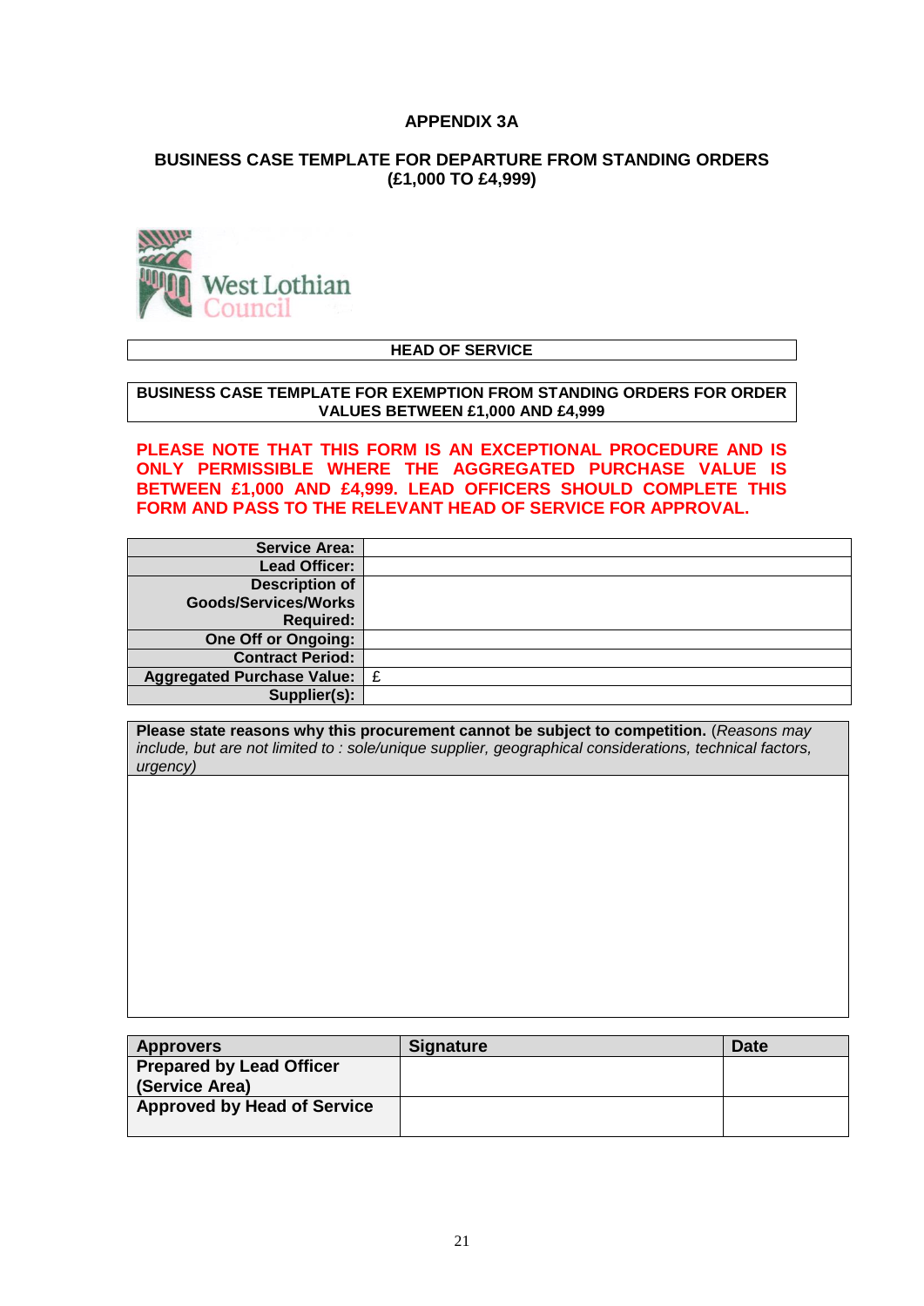# APPENDIX 3A

## BUSINESS CASE TEMPLATE FOR DEPARTURE FROM STANDING ORDERS (£1,000 TO £4,999)

West Lothian Council

**HEAD OF SERVICE**

**BUSINESS CASE TEMPLATE FOR EXEMPTION FROM STANDING ORDERS FOR ORDER VALUES BETWEEN £1,000 AND £4,999**

**PLEASE NOTE THAT THIS FORM IS AN EXCEPTIONAL PROCEDURE AND IS ONLY PERMISSIBLE WHERE THE AGGREGATED PURCHASE VALUE IS BETWEEN £1,000 AND £4,999. LEAD OFFICERS SHOULD COMPLETE THIS FORM AND PASS TO THE RELEVANT HEAD OF SERVICE FOR APPROVAL.**

| | |
|---|---|
| **Service Area:** | |
| **Lead Officer:** | |
| **Description of Goods/Services/Works Required:** | |
| **One Off or Ongoing:** | |
| **Contract Period:** | |
| **Aggregated Purchase Value:** | £ |
| **Supplier(s):** | |

| **Please state reasons why this procurement cannot be subject to competition.** (*Reasons may include, but are not limited to : sole/unique supplier, geographical considerations, technical factors, urgency*) |
|---|
| |

| Approvers | Signature | Date |
|---|---|---|
| **Prepared by Lead Officer (Service Area)** | | |
| **Approved by Head of Service** | | |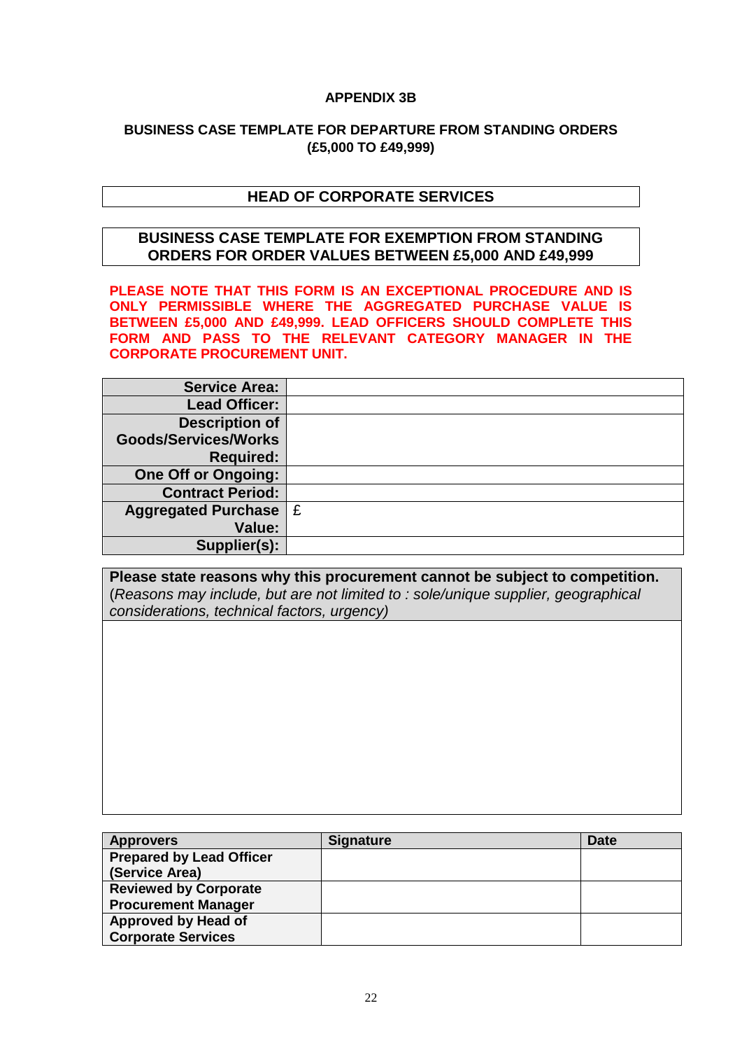**APPENDIX 3B**

**BUSINESS CASE TEMPLATE FOR DEPARTURE FROM STANDING ORDERS (£5,000 TO £49,999)**

**HEAD OF CORPORATE SERVICES**

**BUSINESS CASE TEMPLATE FOR EXEMPTION FROM STANDING ORDERS FOR ORDER VALUES BETWEEN £5,000 AND £49,999**

**PLEASE NOTE THAT THIS FORM IS AN EXCEPTIONAL PROCEDURE AND IS ONLY PERMISSIBLE WHERE THE AGGREGATED PURCHASE VALUE IS BETWEEN £5,000 AND £49,999. LEAD OFFICERS SHOULD COMPLETE THIS FORM AND PASS TO THE RELEVANT CATEGORY MANAGER IN THE CORPORATE PROCUREMENT UNIT.**

| | |
|---|---|
| **Service Area:** | |
| **Lead Officer:** | |
| **Description of Goods/Services/Works Required:** | |
| **One Off or Ongoing:** | |
| **Contract Period:** | |
| **Aggregated Purchase Value:** | £ |
| **Supplier(s):** | |

| **Please state reasons why this procurement cannot be subject to competition.** (*Reasons may include, but are not limited to : sole/unique supplier, geographical considerations, technical factors, urgency)* |
|---|
| |

| **Approvers** | **Signature** | **Date** |
|---|---|---|
| **Prepared by Lead Officer (Service Area)** | | |
| **Reviewed by Corporate Procurement Manager** | | |
| **Approved by Head of Corporate Services** | | |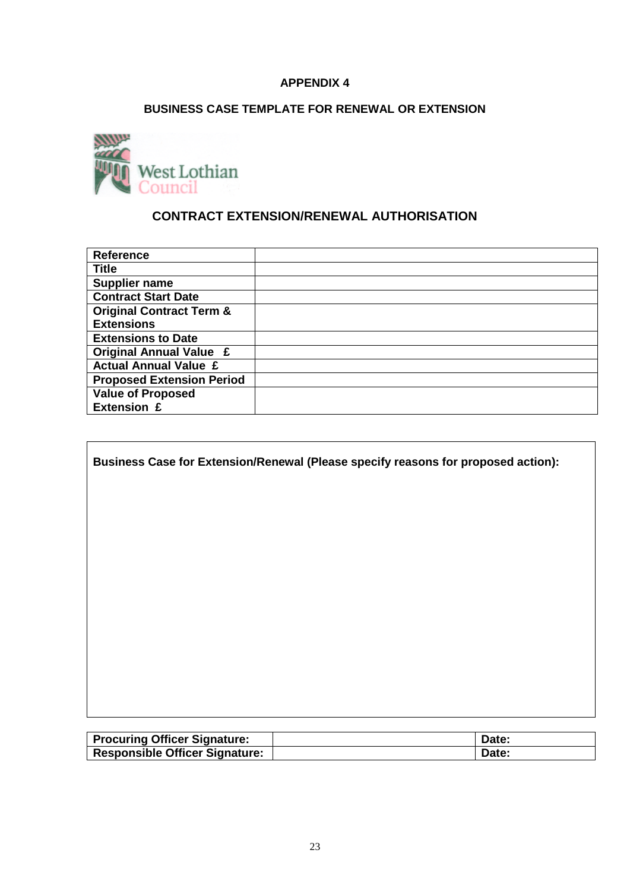# APPENDIX 4

## BUSINESS CASE TEMPLATE FOR RENEWAL OR EXTENSION

West Lothian Council

## CONTRACT EXTENSION/RENEWAL AUTHORISATION

| | |
|---|---|
| **Reference** | |
| **Title** | |
| **Supplier name** | |
| **Contract Start Date** | |
| **Original Contract Term & Extensions** | |
| **Extensions to Date** | |
| **Original Annual Value £** | |
| **Actual Annual Value £** | |
| **Proposed Extension Period** | |
| **Value of Proposed Extension £** | |

| |
|---|
| **Business Case for Extension/Renewal (Please specify reasons for proposed action):** |

| | | |
|---|---|---|
| **Procuring Officer Signature:** | | **Date:** |
| **Responsible Officer Signature:** | | **Date:** |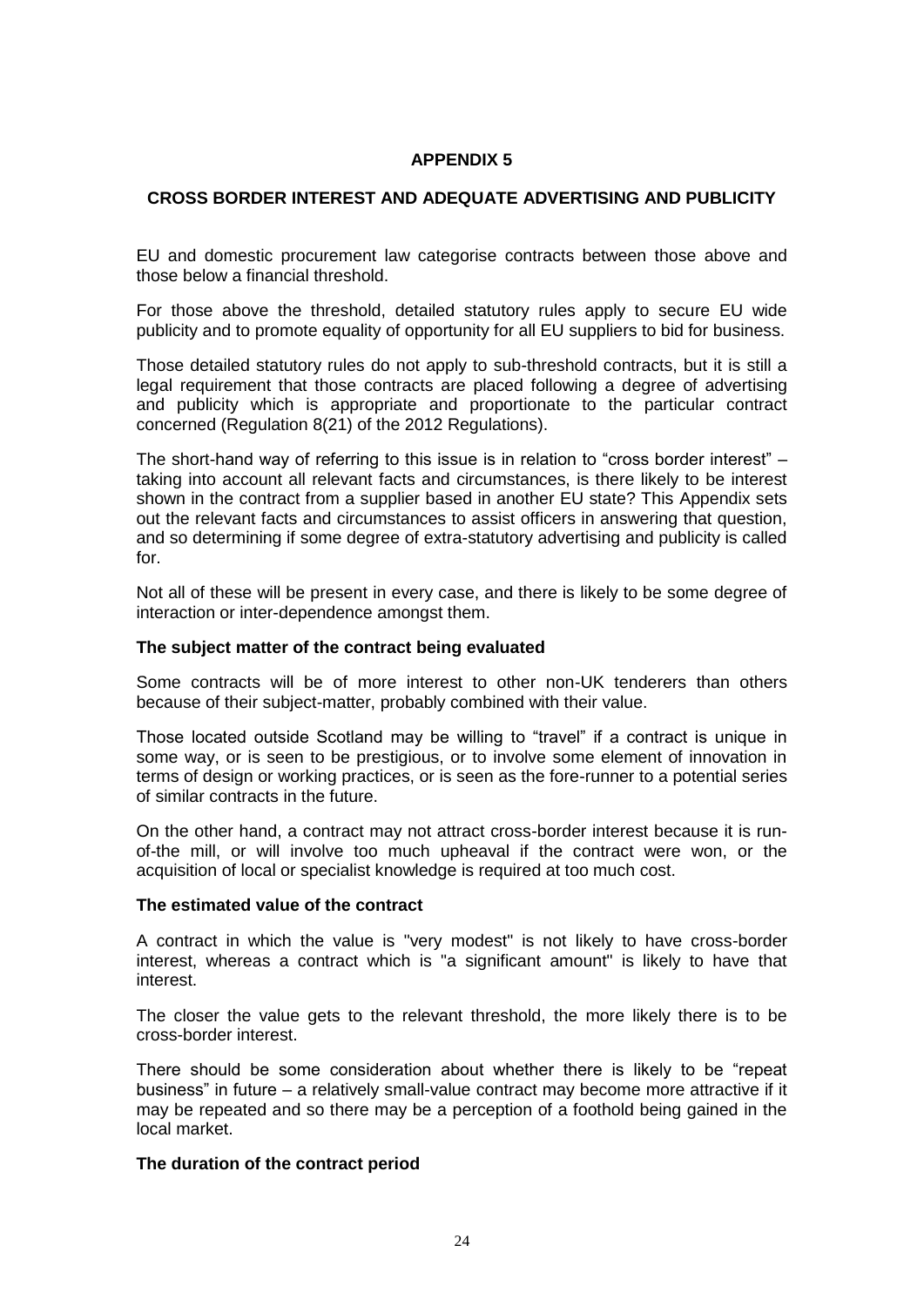## APPENDIX 5

## CROSS BORDER INTEREST AND ADEQUATE ADVERTISING AND PUBLICITY

EU and domestic procurement law categorise contracts between those above and those below a financial threshold.

For those above the threshold, detailed statutory rules apply to secure EU wide publicity and to promote equality of opportunity for all EU suppliers to bid for business.

Those detailed statutory rules do not apply to sub-threshold contracts, but it is still a legal requirement that those contracts are placed following a degree of advertising and publicity which is appropriate and proportionate to the particular contract concerned (Regulation 8(21) of the 2012 Regulations).

The short-hand way of referring to this issue is in relation to "cross border interest" – taking into account all relevant facts and circumstances, is there likely to be interest shown in the contract from a supplier based in another EU state? This Appendix sets out the relevant facts and circumstances to assist officers in answering that question, and so determining if some degree of extra-statutory advertising and publicity is called for.

Not all of these will be present in every case, and there is likely to be some degree of interaction or inter-dependence amongst them.

**The subject matter of the contract being evaluated**

Some contracts will be of more interest to other non-UK tenderers than others because of their subject-matter, probably combined with their value.

Those located outside Scotland may be willing to "travel" if a contract is unique in some way, or is seen to be prestigious, or to involve some element of innovation in terms of design or working practices, or is seen as the fore-runner to a potential series of similar contracts in the future.

On the other hand, a contract may not attract cross-border interest because it is run-of-the mill, or will involve too much upheaval if the contract were won, or the acquisition of local or specialist knowledge is required at too much cost.

**The estimated value of the contract**

A contract in which the value is "very modest" is not likely to have cross-border interest, whereas a contract which is "a significant amount" is likely to have that interest.

The closer the value gets to the relevant threshold, the more likely there is to be cross-border interest.

There should be some consideration about whether there is likely to be "repeat business" in future – a relatively small-value contract may become more attractive if it may be repeated and so there may be a perception of a foothold being gained in the local market.

**The duration of the contract period**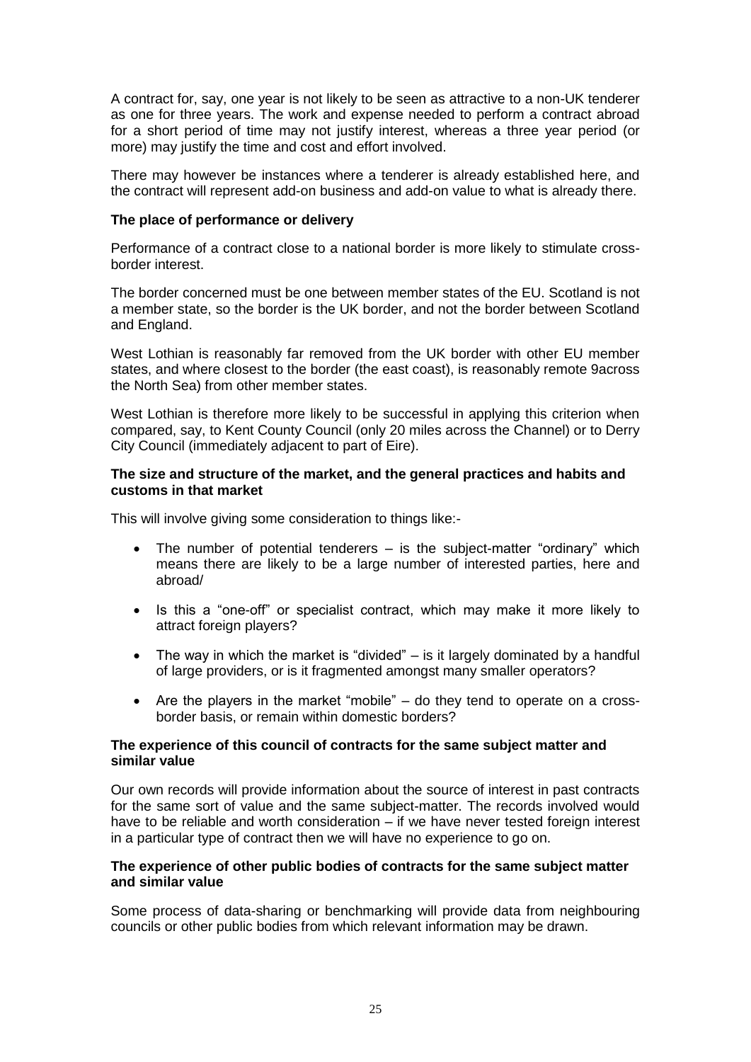A contract for, say, one year is not likely to be seen as attractive to a non-UK tenderer as one for three years. The work and expense needed to perform a contract abroad for a short period of time may not justify interest, whereas a three year period (or more) may justify the time and cost and effort involved.

There may however be instances where a tenderer is already established here, and the contract will represent add-on business and add-on value to what is already there.

**The place of performance or delivery**

Performance of a contract close to a national border is more likely to stimulate cross-border interest.

The border concerned must be one between member states of the EU. Scotland is not a member state, so the border is the UK border, and not the border between Scotland and England.

West Lothian is reasonably far removed from the UK border with other EU member states, and where closest to the border (the east coast), is reasonably remote 9across the North Sea) from other member states.

West Lothian is therefore more likely to be successful in applying this criterion when compared, say, to Kent County Council (only 20 miles across the Channel) or to Derry City Council (immediately adjacent to part of Eire).

**The size and structure of the market, and the general practices and habits and customs in that market**

This will involve giving some consideration to things like:-

- The number of potential tenderers – is the subject-matter "ordinary" which means there are likely to be a large number of interested parties, here and abroad/
- Is this a "one-off" or specialist contract, which may make it more likely to attract foreign players?
- The way in which the market is "divided" – is it largely dominated by a handful of large providers, or is it fragmented amongst many smaller operators?
- Are the players in the market "mobile" – do they tend to operate on a cross-border basis, or remain within domestic borders?

**The experience of this council of contracts for the same subject matter and similar value**

Our own records will provide information about the source of interest in past contracts for the same sort of value and the same subject-matter. The records involved would have to be reliable and worth consideration – if we have never tested foreign interest in a particular type of contract then we will have no experience to go on.

**The experience of other public bodies of contracts for the same subject matter and similar value**

Some process of data-sharing or benchmarking will provide data from neighbouring councils or other public bodies from which relevant information may be drawn.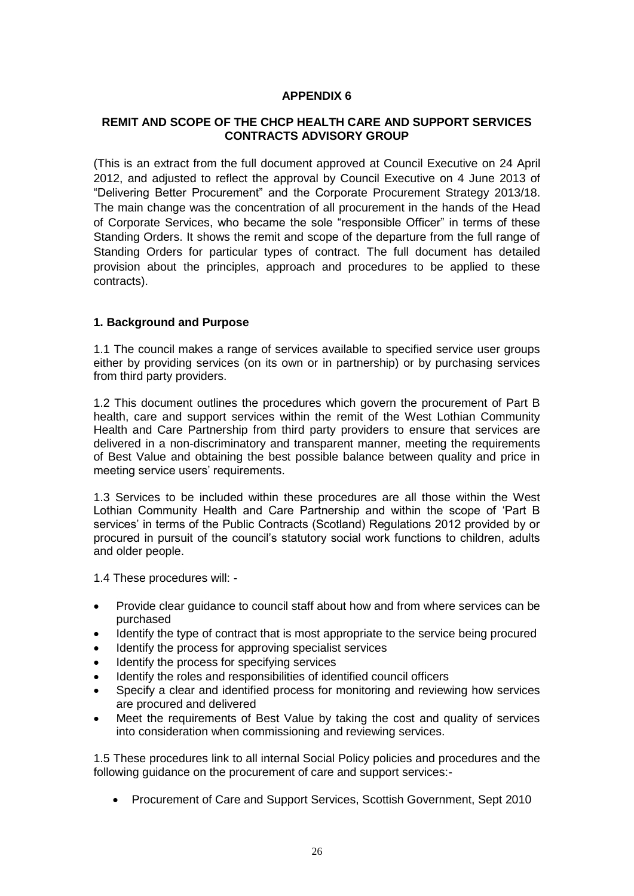# APPENDIX 6

## REMIT AND SCOPE OF THE CHCP HEALTH CARE AND SUPPORT SERVICES CONTRACTS ADVISORY GROUP

(This is an extract from the full document approved at Council Executive on 24 April 2012, and adjusted to reflect the approval by Council Executive on 4 June 2013 of "Delivering Better Procurement" and the Corporate Procurement Strategy 2013/18. The main change was the concentration of all procurement in the hands of the Head of Corporate Services, who became the sole "responsible Officer" in terms of these Standing Orders. It shows the remit and scope of the departure from the full range of Standing Orders for particular types of contract. The full document has detailed provision about the principles, approach and procedures to be applied to these contracts).

### 1. Background and Purpose

1.1 The council makes a range of services available to specified service user groups either by providing services (on its own or in partnership) or by purchasing services from third party providers.

1.2 This document outlines the procedures which govern the procurement of Part B health, care and support services within the remit of the West Lothian Community Health and Care Partnership from third party providers to ensure that services are delivered in a non-discriminatory and transparent manner, meeting the requirements of Best Value and obtaining the best possible balance between quality and price in meeting service users' requirements.

1.3 Services to be included within these procedures are all those within the West Lothian Community Health and Care Partnership and within the scope of 'Part B services' in terms of the Public Contracts (Scotland) Regulations 2012 provided by or procured in pursuit of the council's statutory social work functions to children, adults and older people.

1.4 These procedures will: -

- Provide clear guidance to council staff about how and from where services can be purchased
- Identify the type of contract that is most appropriate to the service being procured
- Identify the process for approving specialist services
- Identify the process for specifying services
- Identify the roles and responsibilities of identified council officers
- Specify a clear and identified process for monitoring and reviewing how services are procured and delivered
- Meet the requirements of Best Value by taking the cost and quality of services into consideration when commissioning and reviewing services.

1.5 These procedures link to all internal Social Policy policies and procedures and the following guidance on the procurement of care and support services:-

- Procurement of Care and Support Services, Scottish Government, Sept 2010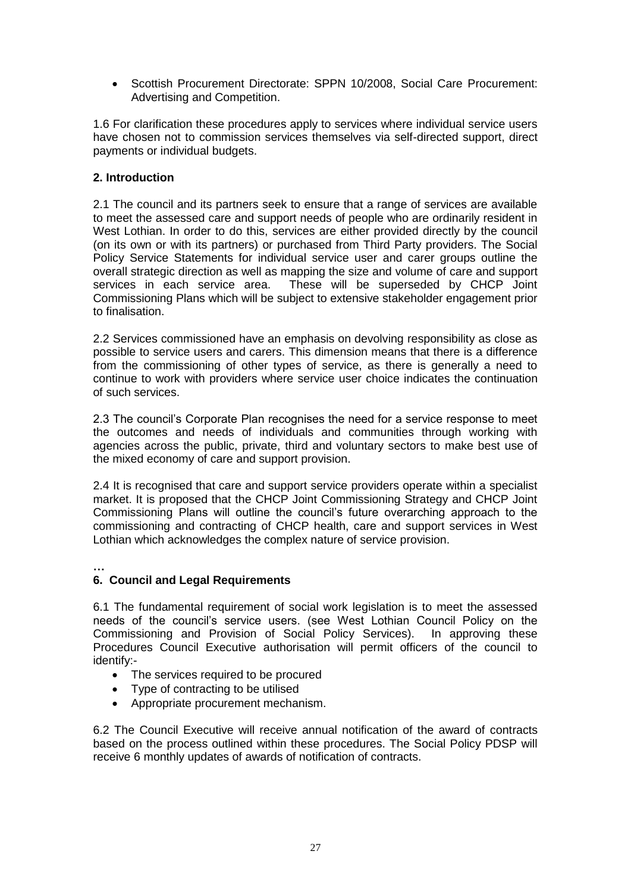- Scottish Procurement Directorate: SPPN 10/2008, Social Care Procurement: Advertising and Competition.

1.6 For clarification these procedures apply to services where individual service users have chosen not to commission services themselves via self-directed support, direct payments or individual budgets.

## 2. Introduction

2.1 The council and its partners seek to ensure that a range of services are available to meet the assessed care and support needs of people who are ordinarily resident in West Lothian. In order to do this, services are either provided directly by the council (on its own or with its partners) or purchased from Third Party providers. The Social Policy Service Statements for individual service user and carer groups outline the overall strategic direction as well as mapping the size and volume of care and support services in each service area. These will be superseded by CHCP Joint Commissioning Plans which will be subject to extensive stakeholder engagement prior to finalisation.

2.2 Services commissioned have an emphasis on devolving responsibility as close as possible to service users and carers. This dimension means that there is a difference from the commissioning of other types of service, as there is generally a need to continue to work with providers where service user choice indicates the continuation of such services.

2.3 The council's Corporate Plan recognises the need for a service response to meet the outcomes and needs of individuals and communities through working with agencies across the public, private, third and voluntary sectors to make best use of the mixed economy of care and support provision.

2.4 It is recognised that care and support service providers operate within a specialist market. It is proposed that the CHCP Joint Commissioning Strategy and CHCP Joint Commissioning Plans will outline the council's future overarching approach to the commissioning and contracting of CHCP health, care and support services in West Lothian which acknowledges the complex nature of service provision.

**…**

## 6. Council and Legal Requirements

6.1 The fundamental requirement of social work legislation is to meet the assessed needs of the council's service users. (see West Lothian Council Policy on the Commissioning and Provision of Social Policy Services). In approving these Procedures Council Executive authorisation will permit officers of the council to identify:-

- The services required to be procured
- Type of contracting to be utilised
- Appropriate procurement mechanism.

6.2 The Council Executive will receive annual notification of the award of contracts based on the process outlined within these procedures. The Social Policy PDSP will receive 6 monthly updates of awards of notification of contracts.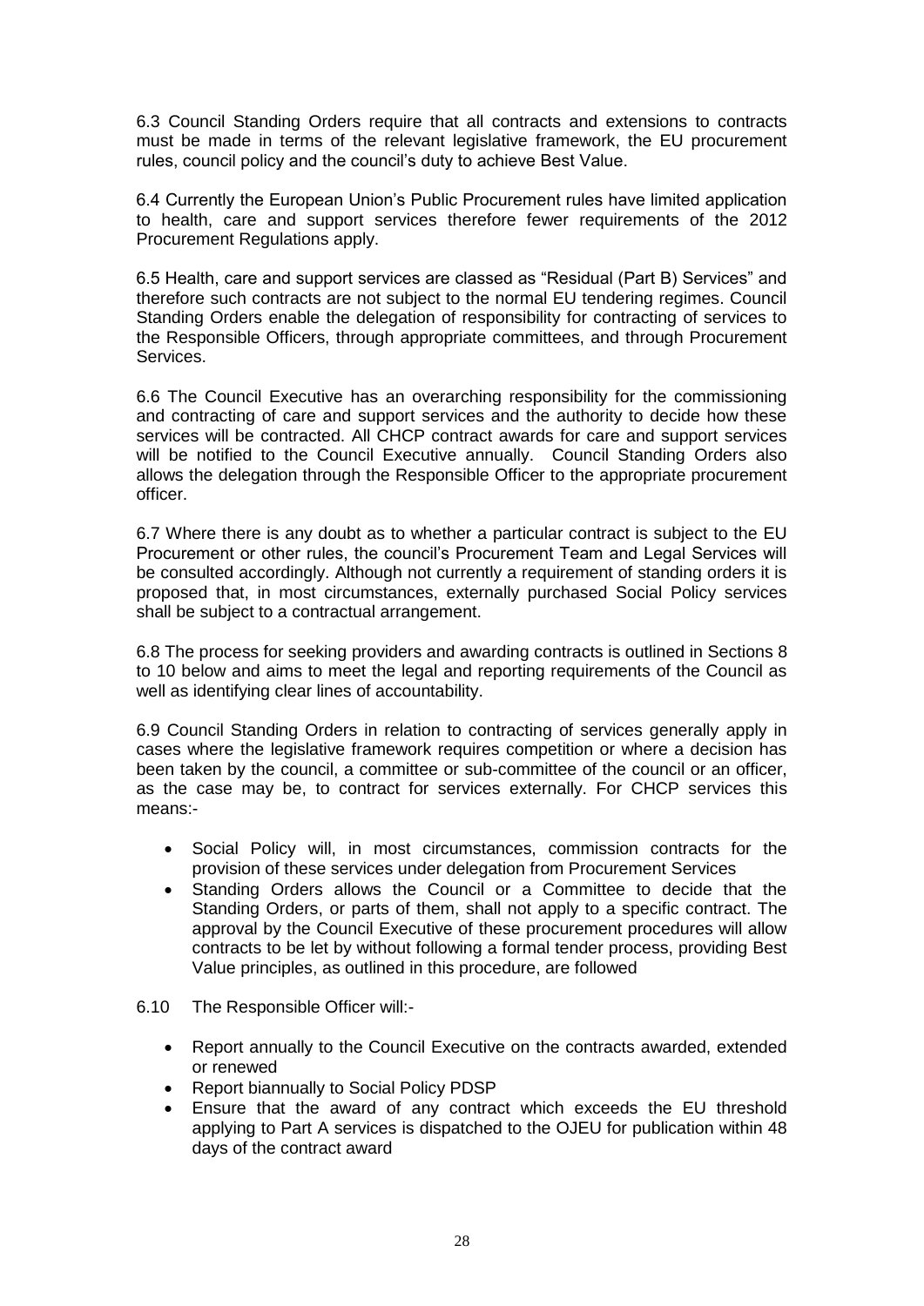6.3 Council Standing Orders require that all contracts and extensions to contracts must be made in terms of the relevant legislative framework, the EU procurement rules, council policy and the council's duty to achieve Best Value.

6.4 Currently the European Union's Public Procurement rules have limited application to health, care and support services therefore fewer requirements of the 2012 Procurement Regulations apply.

6.5 Health, care and support services are classed as "Residual (Part B) Services" and therefore such contracts are not subject to the normal EU tendering regimes. Council Standing Orders enable the delegation of responsibility for contracting of services to the Responsible Officers, through appropriate committees, and through Procurement Services.

6.6 The Council Executive has an overarching responsibility for the commissioning and contracting of care and support services and the authority to decide how these services will be contracted. All CHCP contract awards for care and support services will be notified to the Council Executive annually. Council Standing Orders also allows the delegation through the Responsible Officer to the appropriate procurement officer.

6.7 Where there is any doubt as to whether a particular contract is subject to the EU Procurement or other rules, the council's Procurement Team and Legal Services will be consulted accordingly. Although not currently a requirement of standing orders it is proposed that, in most circumstances, externally purchased Social Policy services shall be subject to a contractual arrangement.

6.8 The process for seeking providers and awarding contracts is outlined in Sections 8 to 10 below and aims to meet the legal and reporting requirements of the Council as well as identifying clear lines of accountability.

6.9 Council Standing Orders in relation to contracting of services generally apply in cases where the legislative framework requires competition or where a decision has been taken by the council, a committee or sub-committee of the council or an officer, as the case may be, to contract for services externally. For CHCP services this means:-

- Social Policy will, in most circumstances, commission contracts for the provision of these services under delegation from Procurement Services
- Standing Orders allows the Council or a Committee to decide that the Standing Orders, or parts of them, shall not apply to a specific contract. The approval by the Council Executive of these procurement procedures will allow contracts to be let by without following a formal tender process, providing Best Value principles, as outlined in this procedure, are followed

6.10 The Responsible Officer will:-

- Report annually to the Council Executive on the contracts awarded, extended or renewed
- Report biannually to Social Policy PDSP
- Ensure that the award of any contract which exceeds the EU threshold applying to Part A services is dispatched to the OJEU for publication within 48 days of the contract award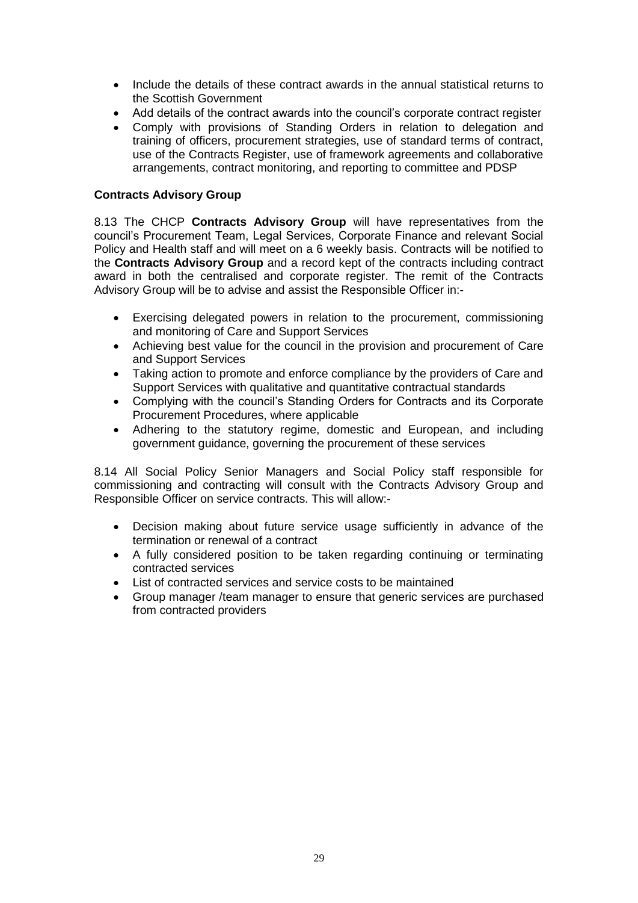- Include the details of these contract awards in the annual statistical returns to the Scottish Government
- Add details of the contract awards into the council's corporate contract register
- Comply with provisions of Standing Orders in relation to delegation and training of officers, procurement strategies, use of standard terms of contract, use of the Contracts Register, use of framework agreements and collaborative arrangements, contract monitoring, and reporting to committee and PDSP

**Contracts Advisory Group**

8.13 The CHCP **Contracts Advisory Group** will have representatives from the council's Procurement Team, Legal Services, Corporate Finance and relevant Social Policy and Health staff and will meet on a 6 weekly basis. Contracts will be notified to the **Contracts Advisory Group** and a record kept of the contracts including contract award in both the centralised and corporate register. The remit of the Contracts Advisory Group will be to advise and assist the Responsible Officer in:-

- Exercising delegated powers in relation to the procurement, commissioning and monitoring of Care and Support Services
- Achieving best value for the council in the provision and procurement of Care and Support Services
- Taking action to promote and enforce compliance by the providers of Care and Support Services with qualitative and quantitative contractual standards
- Complying with the council's Standing Orders for Contracts and its Corporate Procurement Procedures, where applicable
- Adhering to the statutory regime, domestic and European, and including government guidance, governing the procurement of these services

8.14 All Social Policy Senior Managers and Social Policy staff responsible for commissioning and contracting will consult with the Contracts Advisory Group and Responsible Officer on service contracts. This will allow:-

- Decision making about future service usage sufficiently in advance of the termination or renewal of a contract
- A fully considered position to be taken regarding continuing or terminating contracted services
- List of contracted services and service costs to be maintained
- Group manager /team manager to ensure that generic services are purchased from contracted providers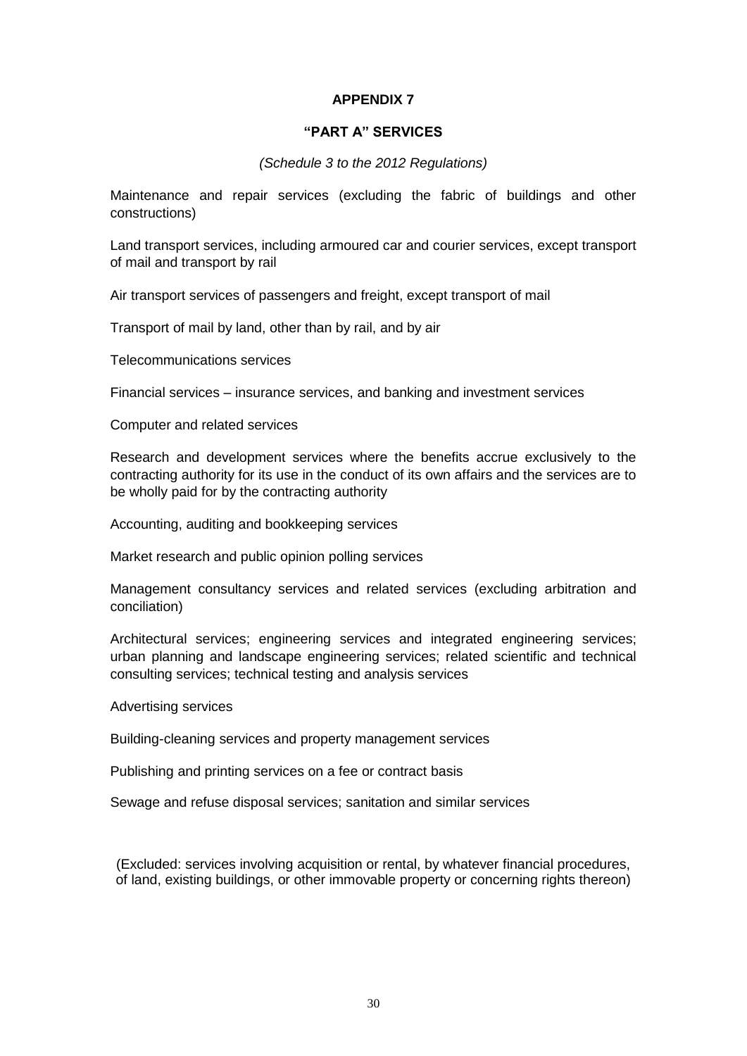## APPENDIX 7

## "PART A" SERVICES

*(Schedule 3 to the 2012 Regulations)*

Maintenance and repair services (excluding the fabric of buildings and other constructions)

Land transport services, including armoured car and courier services, except transport of mail and transport by rail

Air transport services of passengers and freight, except transport of mail

Transport of mail by land, other than by rail, and by air

Telecommunications services

Financial services – insurance services, and banking and investment services

Computer and related services

Research and development services where the benefits accrue exclusively to the contracting authority for its use in the conduct of its own affairs and the services are to be wholly paid for by the contracting authority

Accounting, auditing and bookkeeping services

Market research and public opinion polling services

Management consultancy services and related services (excluding arbitration and conciliation)

Architectural services; engineering services and integrated engineering services; urban planning and landscape engineering services; related scientific and technical consulting services; technical testing and analysis services

Advertising services

Building-cleaning services and property management services

Publishing and printing services on a fee or contract basis

Sewage and refuse disposal services; sanitation and similar services

(Excluded: services involving acquisition or rental, by whatever financial procedures, of land, existing buildings, or other immovable property or concerning rights thereon)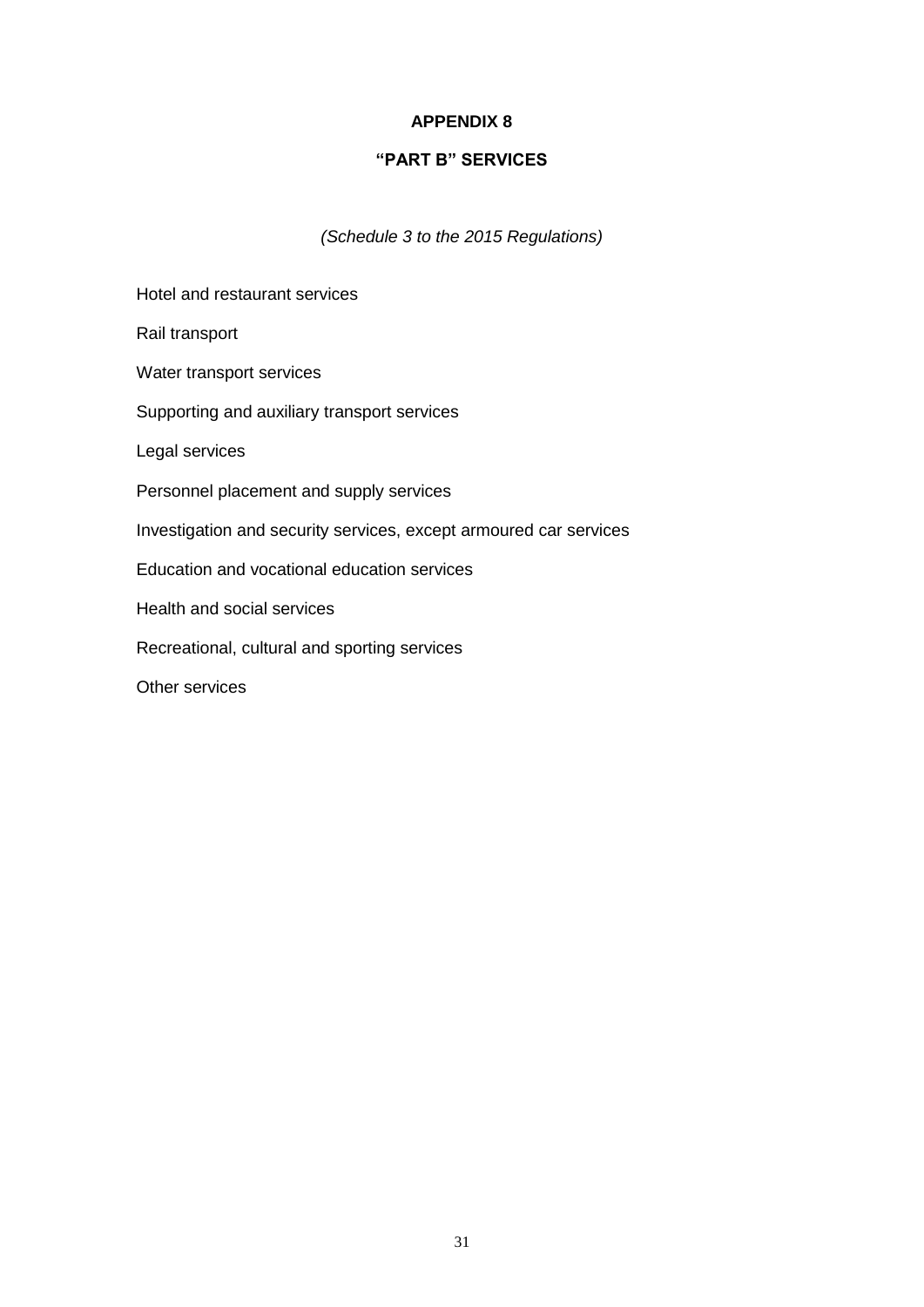# APPENDIX 8

## "PART B" SERVICES

*(Schedule 3 to the 2015 Regulations)*

Hotel and restaurant services

Rail transport

Water transport services

Supporting and auxiliary transport services

Legal services

Personnel placement and supply services

Investigation and security services, except armoured car services

Education and vocational education services

Health and social services

Recreational, cultural and sporting services

Other services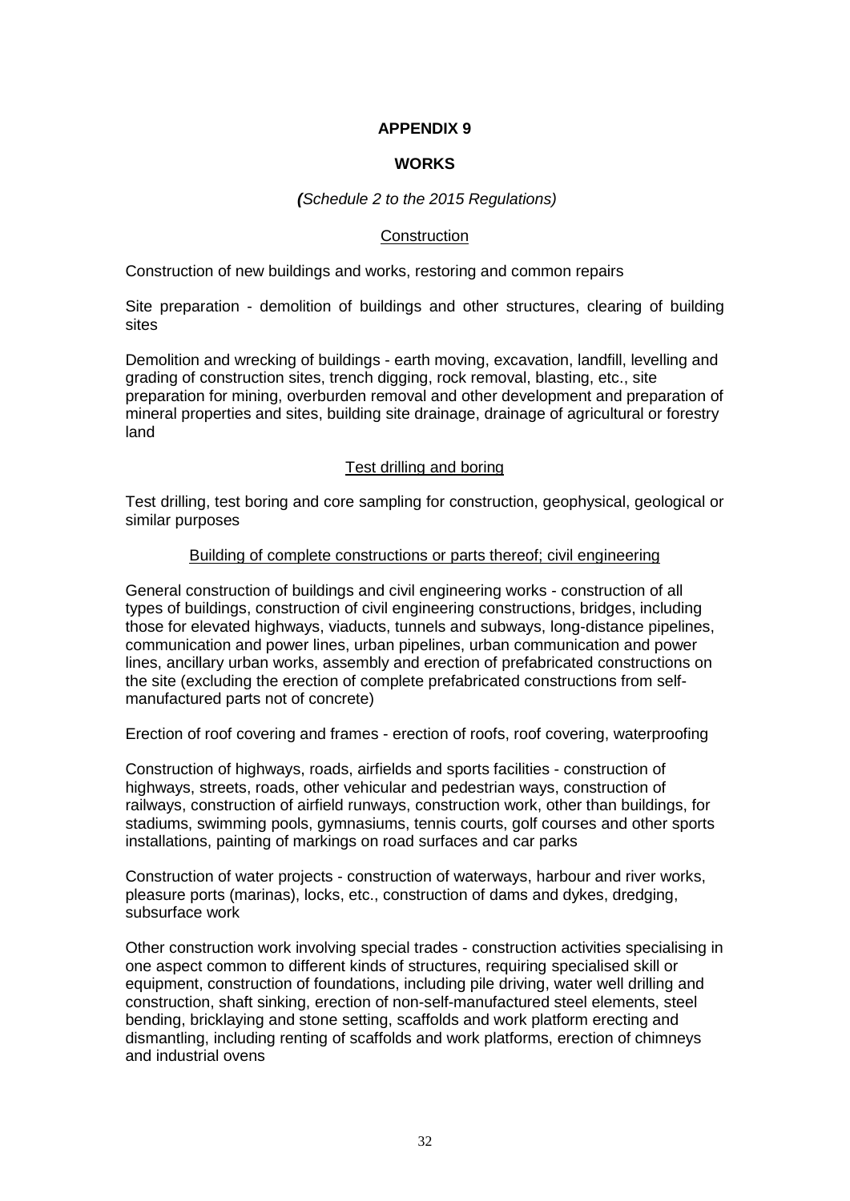# APPENDIX 9

## WORKS

*(Schedule 2 to the 2015 Regulations)*

### Construction

Construction of new buildings and works, restoring and common repairs

Site preparation - demolition of buildings and other structures, clearing of building sites

Demolition and wrecking of buildings - earth moving, excavation, landfill, levelling and grading of construction sites, trench digging, rock removal, blasting, etc., site preparation for mining, overburden removal and other development and preparation of mineral properties and sites, building site drainage, drainage of agricultural or forestry land

### Test drilling and boring

Test drilling, test boring and core sampling for construction, geophysical, geological or similar purposes

### Building of complete constructions or parts thereof; civil engineering

General construction of buildings and civil engineering works - construction of all types of buildings, construction of civil engineering constructions, bridges, including those for elevated highways, viaducts, tunnels and subways, long-distance pipelines, communication and power lines, urban pipelines, urban communication and power lines, ancillary urban works, assembly and erection of prefabricated constructions on the site (excluding the erection of complete prefabricated constructions from self-manufactured parts not of concrete)

Erection of roof covering and frames - erection of roofs, roof covering, waterproofing

Construction of highways, roads, airfields and sports facilities - construction of highways, streets, roads, other vehicular and pedestrian ways, construction of railways, construction of airfield runways, construction work, other than buildings, for stadiums, swimming pools, gymnasiums, tennis courts, golf courses and other sports installations, painting of markings on road surfaces and car parks

Construction of water projects - construction of waterways, harbour and river works, pleasure ports (marinas), locks, etc., construction of dams and dykes, dredging, subsurface work

Other construction work involving special trades - construction activities specialising in one aspect common to different kinds of structures, requiring specialised skill or equipment, construction of foundations, including pile driving, water well drilling and construction, shaft sinking, erection of non-self-manufactured steel elements, steel bending, bricklaying and stone setting, scaffolds and work platform erecting and dismantling, including renting of scaffolds and work platforms, erection of chimneys and industrial ovens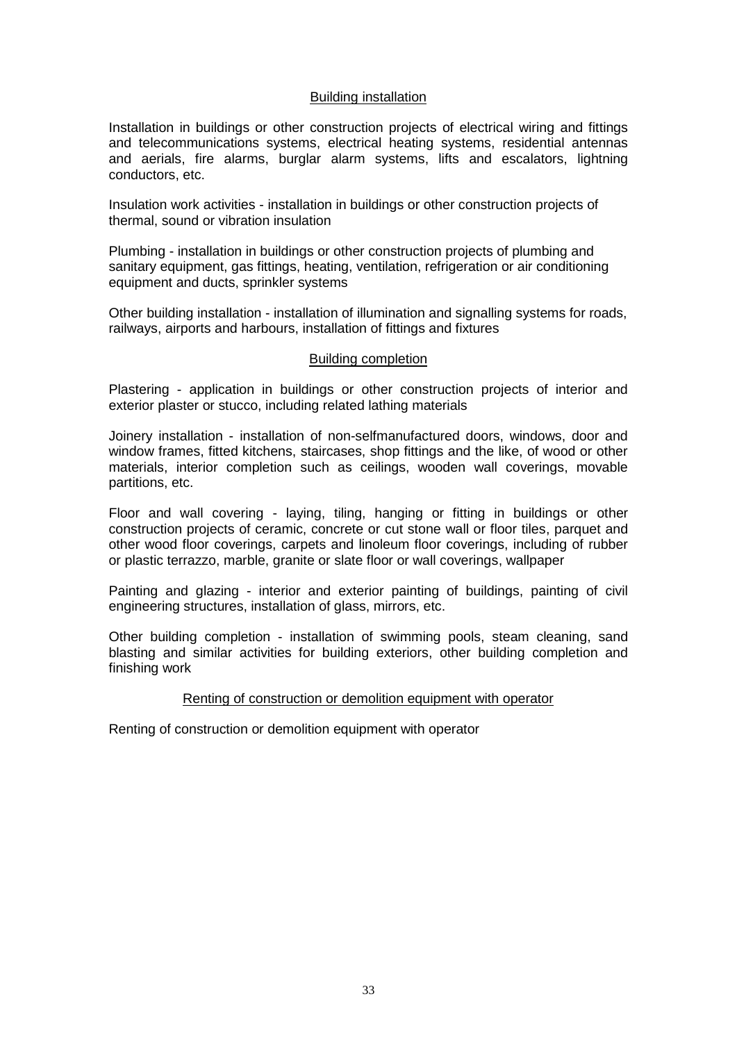## Building installation

Installation in buildings or other construction projects of electrical wiring and fittings and telecommunications systems, electrical heating systems, residential antennas and aerials, fire alarms, burglar alarm systems, lifts and escalators, lightning conductors, etc.

Insulation work activities - installation in buildings or other construction projects of thermal, sound or vibration insulation

Plumbing - installation in buildings or other construction projects of plumbing and sanitary equipment, gas fittings, heating, ventilation, refrigeration or air conditioning equipment and ducts, sprinkler systems

Other building installation - installation of illumination and signalling systems for roads, railways, airports and harbours, installation of fittings and fixtures

## Building completion

Plastering - application in buildings or other construction projects of interior and exterior plaster or stucco, including related lathing materials

Joinery installation - installation of non-selfmanufactured doors, windows, door and window frames, fitted kitchens, staircases, shop fittings and the like, of wood or other materials, interior completion such as ceilings, wooden wall coverings, movable partitions, etc.

Floor and wall covering - laying, tiling, hanging or fitting in buildings or other construction projects of ceramic, concrete or cut stone wall or floor tiles, parquet and other wood floor coverings, carpets and linoleum floor coverings, including of rubber or plastic terrazzo, marble, granite or slate floor or wall coverings, wallpaper

Painting and glazing - interior and exterior painting of buildings, painting of civil engineering structures, installation of glass, mirrors, etc.

Other building completion - installation of swimming pools, steam cleaning, sand blasting and similar activities for building exteriors, other building completion and finishing work

## Renting of construction or demolition equipment with operator

Renting of construction or demolition equipment with operator